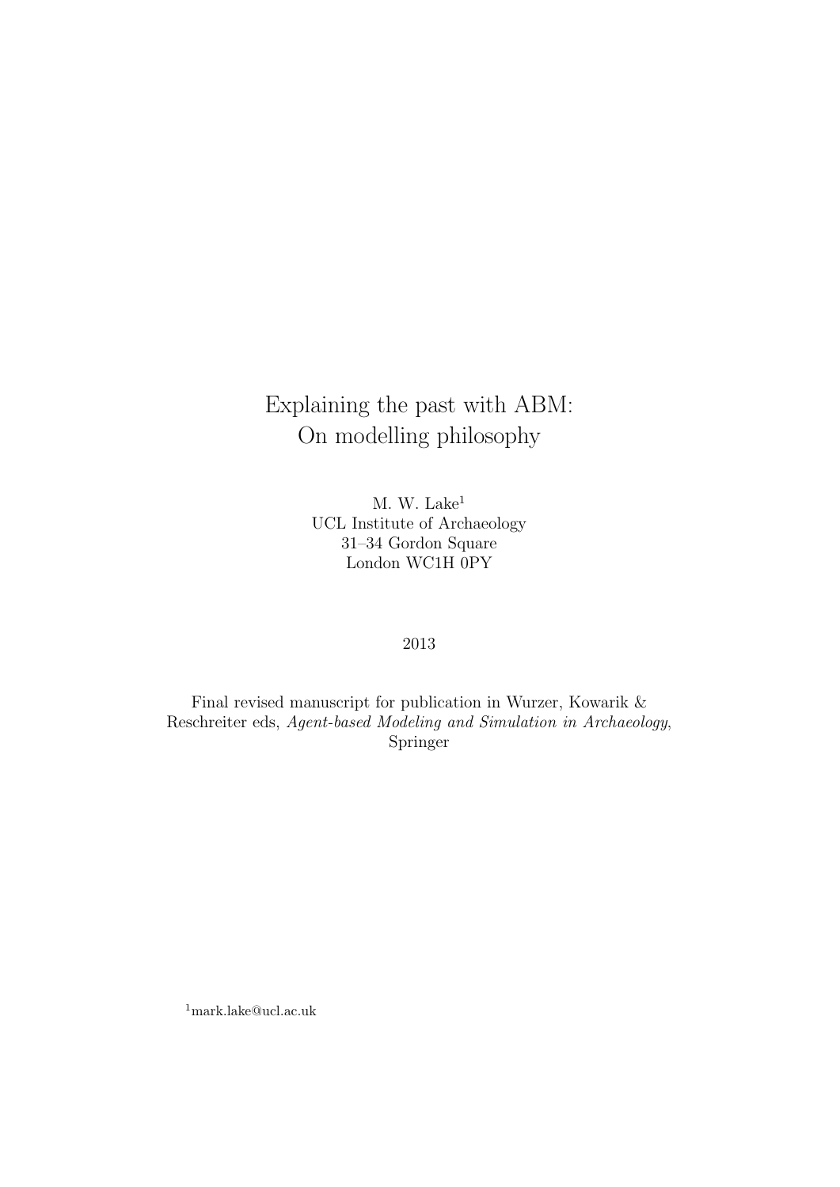# Explaining the past with ABM: On modelling philosophy

M. W. Lake[1]
UCL Institute of Archaeology
31–34 Gordon Square
London WC1H 0PY

2013

Final revised manuscript for publication in Wurzer, Kowarik & Reschreiter eds, *Agent-based Modeling and Simulation in Archaeology*, Springer

[1]mark.lake@ucl.ac.uk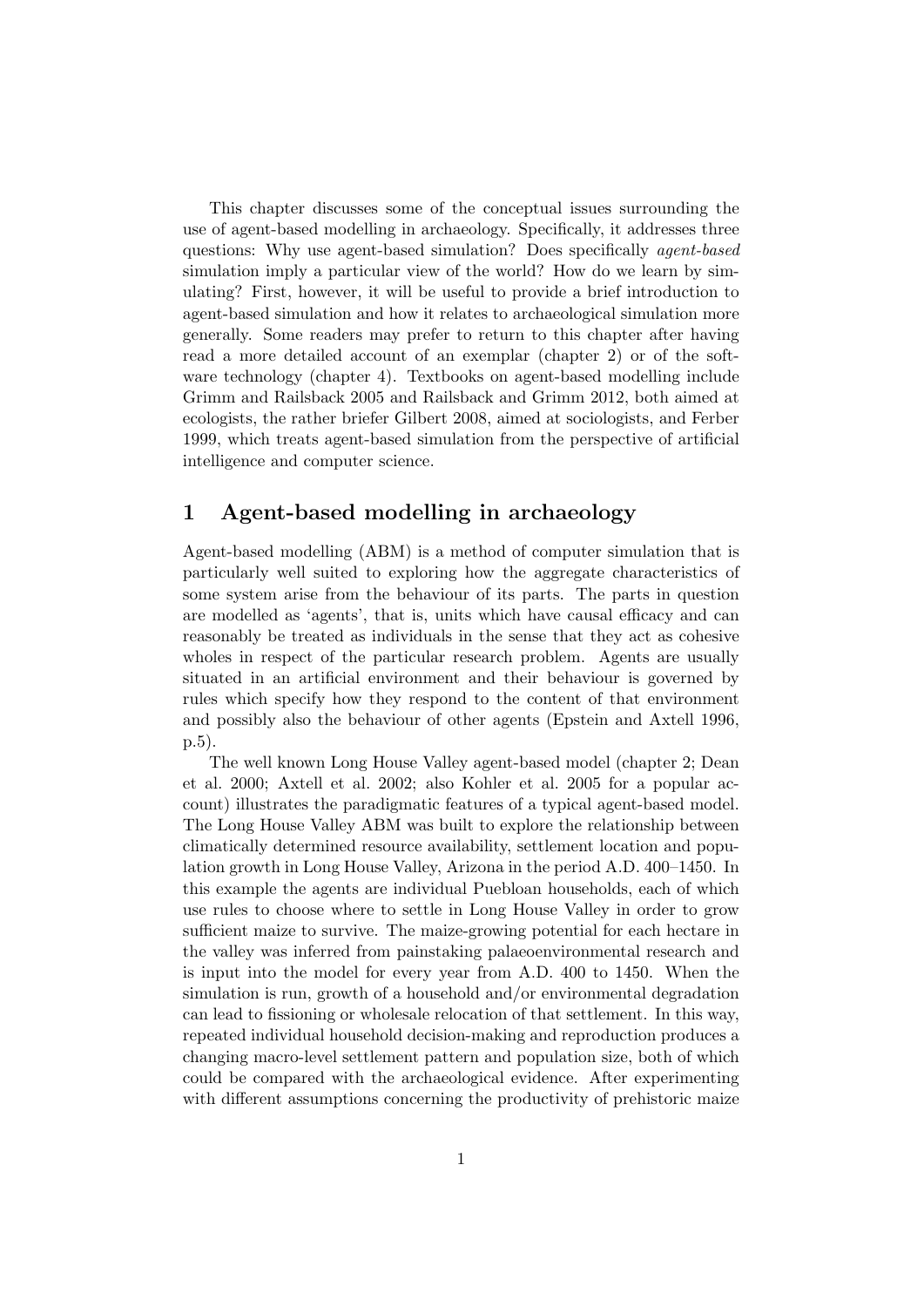This chapter discusses some of the conceptual issues surrounding the use of agent-based modelling in archaeology. Specifically, it addresses three questions: Why use agent-based simulation? Does specifically *agent-based* simulation imply a particular view of the world? How do we learn by simulating? First, however, it will be useful to provide a brief introduction to agent-based simulation and how it relates to archaeological simulation more generally. Some readers may prefer to return to this chapter after having read a more detailed account of an exemplar (chapter 2) or of the software technology (chapter 4). Textbooks on agent-based modelling include Grimm and Railsback 2005 and Railsback and Grimm 2012, both aimed at ecologists, the rather briefer Gilbert 2008, aimed at sociologists, and Ferber 1999, which treats agent-based simulation from the perspective of artificial intelligence and computer science.

## 1 Agent-based modelling in archaeology

Agent-based modelling (ABM) is a method of computer simulation that is particularly well suited to exploring how the aggregate characteristics of some system arise from the behaviour of its parts. The parts in question are modelled as 'agents', that is, units which have causal efficacy and can reasonably be treated as individuals in the sense that they act as cohesive wholes in respect of the particular research problem. Agents are usually situated in an artificial environment and their behaviour is governed by rules which specify how they respond to the content of that environment and possibly also the behaviour of other agents (Epstein and Axtell 1996, p.5).

The well known Long House Valley agent-based model (chapter 2; Dean et al. 2000; Axtell et al. 2002; also Kohler et al. 2005 for a popular account) illustrates the paradigmatic features of a typical agent-based model. The Long House Valley ABM was built to explore the relationship between climatically determined resource availability, settlement location and population growth in Long House Valley, Arizona in the period A.D. 400–1450. In this example the agents are individual Puebloan households, each of which use rules to choose where to settle in Long House Valley in order to grow sufficient maize to survive. The maize-growing potential for each hectare in the valley was inferred from painstaking palaeoenvironmental research and is input into the model for every year from A.D. 400 to 1450. When the simulation is run, growth of a household and/or environmental degradation can lead to fissioning or wholesale relocation of that settlement. In this way, repeated individual household decision-making and reproduction produces a changing macro-level settlement pattern and population size, both of which could be compared with the archaeological evidence. After experimenting with different assumptions concerning the productivity of prehistoric maize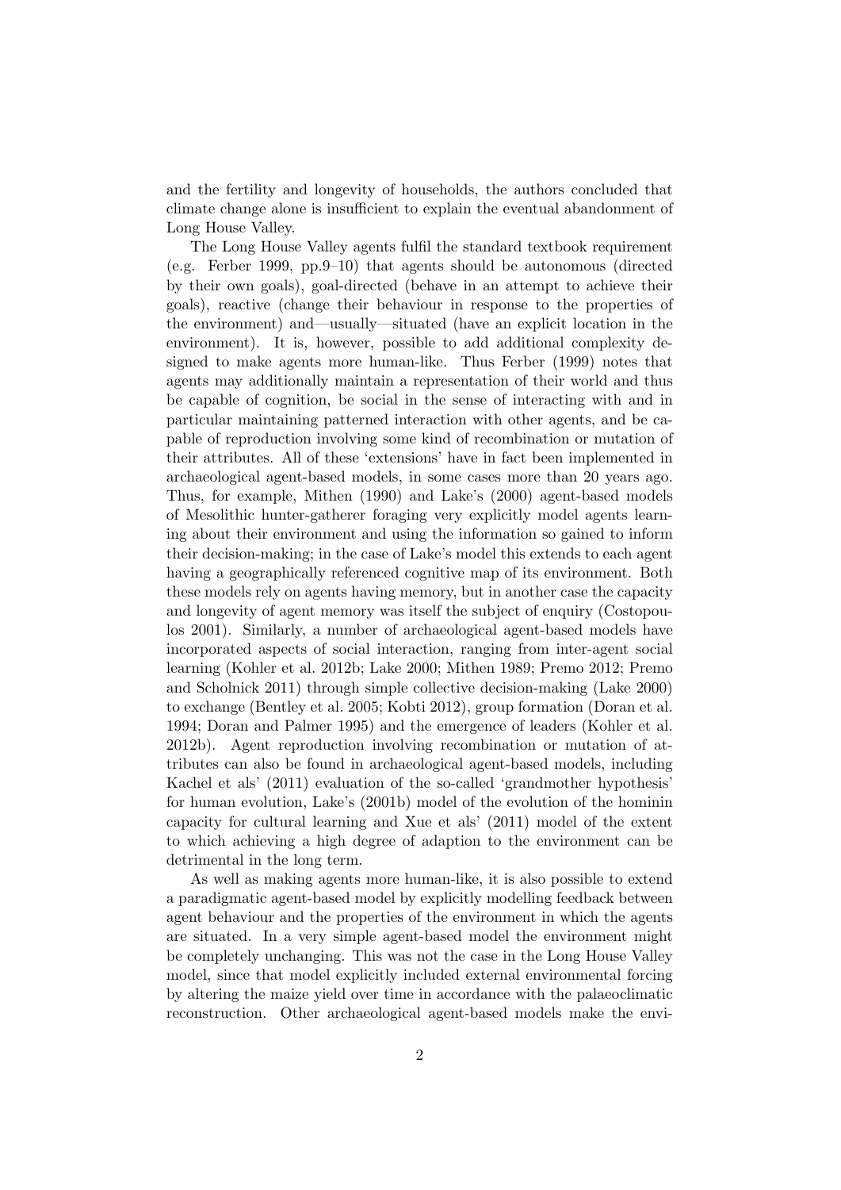and the fertility and longevity of households, the authors concluded that climate change alone is insufficient to explain the eventual abandonment of Long House Valley.

The Long House Valley agents fulfil the standard textbook requirement (e.g. Ferber 1999, pp.9–10) that agents should be autonomous (directed by their own goals), goal-directed (behave in an attempt to achieve their goals), reactive (change their behaviour in response to the properties of the environment) and—usually—situated (have an explicit location in the environment). It is, however, possible to add additional complexity designed to make agents more human-like. Thus Ferber (1999) notes that agents may additionally maintain a representation of their world and thus be capable of cognition, be social in the sense of interacting with and in particular maintaining patterned interaction with other agents, and be capable of reproduction involving some kind of recombination or mutation of their attributes. All of these 'extensions' have in fact been implemented in archaeological agent-based models, in some cases more than 20 years ago. Thus, for example, Mithen (1990) and Lake's (2000) agent-based models of Mesolithic hunter-gatherer foraging very explicitly model agents learning about their environment and using the information so gained to inform their decision-making; in the case of Lake's model this extends to each agent having a geographically referenced cognitive map of its environment. Both these models rely on agents having memory, but in another case the capacity and longevity of agent memory was itself the subject of enquiry (Costopoulos 2001). Similarly, a number of archaeological agent-based models have incorporated aspects of social interaction, ranging from inter-agent social learning (Kohler et al. 2012b; Lake 2000; Mithen 1989; Premo 2012; Premo and Scholnick 2011) through simple collective decision-making (Lake 2000) to exchange (Bentley et al. 2005; Kobti 2012), group formation (Doran et al. 1994; Doran and Palmer 1995) and the emergence of leaders (Kohler et al. 2012b). Agent reproduction involving recombination or mutation of attributes can also be found in archaeological agent-based models, including Kachel et als' (2011) evaluation of the so-called 'grandmother hypothesis' for human evolution, Lake's (2001b) model of the evolution of the hominin capacity for cultural learning and Xue et als' (2011) model of the extent to which achieving a high degree of adaption to the environment can be detrimental in the long term.

As well as making agents more human-like, it is also possible to extend a paradigmatic agent-based model by explicitly modelling feedback between agent behaviour and the properties of the environment in which the agents are situated. In a very simple agent-based model the environment might be completely unchanging. This was not the case in the Long House Valley model, since that model explicitly included external environmental forcing by altering the maize yield over time in accordance with the palaeoclimatic reconstruction. Other archaeological agent-based models make the envi-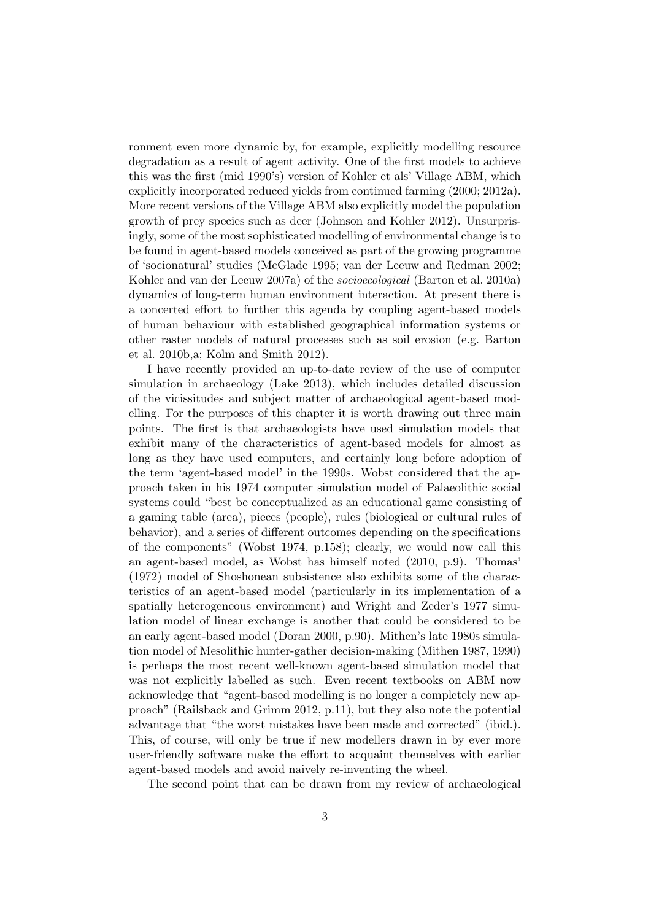ronment even more dynamic by, for example, explicitly modelling resource degradation as a result of agent activity. One of the first models to achieve this was the first (mid 1990's) version of Kohler et als' Village ABM, which explicitly incorporated reduced yields from continued farming (2000; 2012a). More recent versions of the Village ABM also explicitly model the population growth of prey species such as deer (Johnson and Kohler 2012). Unsurprisingly, some of the most sophisticated modelling of environmental change is to be found in agent-based models conceived as part of the growing programme of 'socionatural' studies (McGlade 1995; van der Leeuw and Redman 2002; Kohler and van der Leeuw 2007a) of the *socioecological* (Barton et al. 2010a) dynamics of long-term human environment interaction. At present there is a concerted effort to further this agenda by coupling agent-based models of human behaviour with established geographical information systems or other raster models of natural processes such as soil erosion (e.g. Barton et al. 2010b,a; Kolm and Smith 2012).

I have recently provided an up-to-date review of the use of computer simulation in archaeology (Lake 2013), which includes detailed discussion of the vicissitudes and subject matter of archaeological agent-based modelling. For the purposes of this chapter it is worth drawing out three main points. The first is that archaeologists have used simulation models that exhibit many of the characteristics of agent-based models for almost as long as they have used computers, and certainly long before adoption of the term 'agent-based model' in the 1990s. Wobst considered that the approach taken in his 1974 computer simulation model of Palaeolithic social systems could "best be conceptualized as an educational game consisting of a gaming table (area), pieces (people), rules (biological or cultural rules of behavior), and a series of different outcomes depending on the specifications of the components" (Wobst 1974, p.158); clearly, we would now call this an agent-based model, as Wobst has himself noted (2010, p.9). Thomas' (1972) model of Shoshonean subsistence also exhibits some of the characteristics of an agent-based model (particularly in its implementation of a spatially heterogeneous environment) and Wright and Zeder's 1977 simulation model of linear exchange is another that could be considered to be an early agent-based model (Doran 2000, p.90). Mithen's late 1980s simulation model of Mesolithic hunter-gather decision-making (Mithen 1987, 1990) is perhaps the most recent well-known agent-based simulation model that was not explicitly labelled as such. Even recent textbooks on ABM now acknowledge that "agent-based modelling is no longer a completely new approach" (Railsback and Grimm 2012, p.11), but they also note the potential advantage that "the worst mistakes have been made and corrected" (ibid.). This, of course, will only be true if new modellers drawn in by ever more user-friendly software make the effort to acquaint themselves with earlier agent-based models and avoid naively re-inventing the wheel.

The second point that can be drawn from my review of archaeological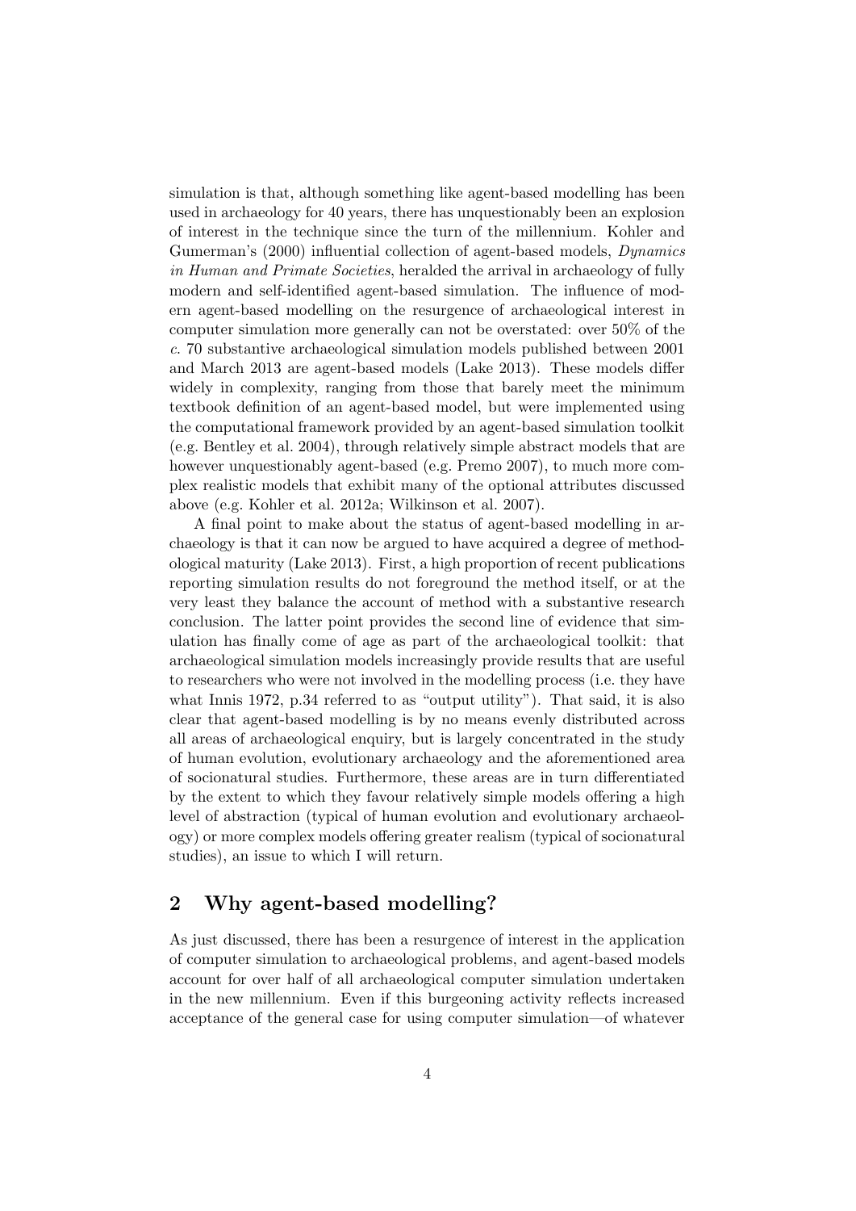simulation is that, although something like agent-based modelling has been used in archaeology for 40 years, there has unquestionably been an explosion of interest in the technique since the turn of the millennium. Kohler and Gumerman's (2000) influential collection of agent-based models, *Dynamics in Human and Primate Societies*, heralded the arrival in archaeology of fully modern and self-identified agent-based simulation. The influence of modern agent-based modelling on the resurgence of archaeological interest in computer simulation more generally can not be overstated: over 50% of the *c*. 70 substantive archaeological simulation models published between 2001 and March 2013 are agent-based models (Lake 2013). These models differ widely in complexity, ranging from those that barely meet the minimum textbook definition of an agent-based model, but were implemented using the computational framework provided by an agent-based simulation toolkit (e.g. Bentley et al. 2004), through relatively simple abstract models that are however unquestionably agent-based (e.g. Premo 2007), to much more complex realistic models that exhibit many of the optional attributes discussed above (e.g. Kohler et al. 2012a; Wilkinson et al. 2007).

A final point to make about the status of agent-based modelling in archaeology is that it can now be argued to have acquired a degree of methodological maturity (Lake 2013). First, a high proportion of recent publications reporting simulation results do not foreground the method itself, or at the very least they balance the account of method with a substantive research conclusion. The latter point provides the second line of evidence that simulation has finally come of age as part of the archaeological toolkit: that archaeological simulation models increasingly provide results that are useful to researchers who were not involved in the modelling process (i.e. they have what Innis 1972, p.34 referred to as "output utility"). That said, it is also clear that agent-based modelling is by no means evenly distributed across all areas of archaeological enquiry, but is largely concentrated in the study of human evolution, evolutionary archaeology and the aforementioned area of socionatural studies. Furthermore, these areas are in turn differentiated by the extent to which they favour relatively simple models offering a high level of abstraction (typical of human evolution and evolutionary archaeology) or more complex models offering greater realism (typical of socionatural studies), an issue to which I will return.

## 2 Why agent-based modelling?

As just discussed, there has been a resurgence of interest in the application of computer simulation to archaeological problems, and agent-based models account for over half of all archaeological computer simulation undertaken in the new millennium. Even if this burgeoning activity reflects increased acceptance of the general case for using computer simulation—of whatever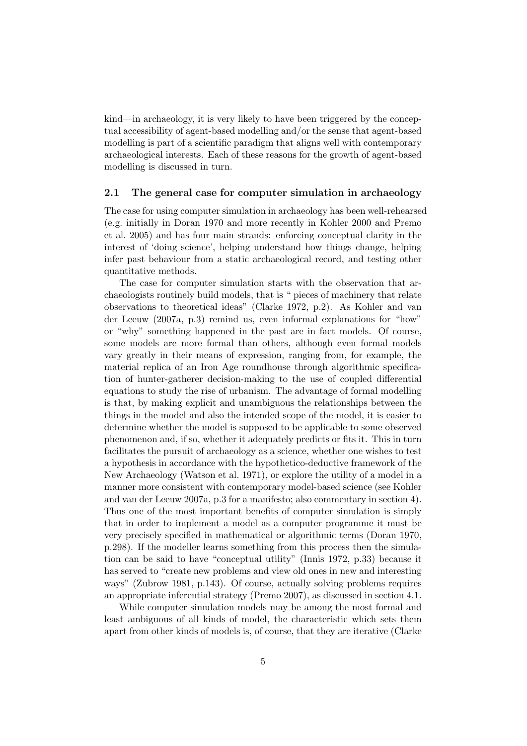kind—in archaeology, it is very likely to have been triggered by the conceptual accessibility of agent-based modelling and/or the sense that agent-based modelling is part of a scientific paradigm that aligns well with contemporary archaeological interests. Each of these reasons for the growth of agent-based modelling is discussed in turn.

### 2.1 The general case for computer simulation in archaeology

The case for using computer simulation in archaeology has been well-rehearsed (e.g. initially in Doran 1970 and more recently in Kohler 2000 and Premo et al. 2005) and has four main strands: enforcing conceptual clarity in the interest of 'doing science', helping understand how things change, helping infer past behaviour from a static archaeological record, and testing other quantitative methods.

The case for computer simulation starts with the observation that archaeologists routinely build models, that is " pieces of machinery that relate observations to theoretical ideas" (Clarke 1972, p.2). As Kohler and van der Leeuw (2007a, p.3) remind us, even informal explanations for "how" or "why" something happened in the past are in fact models. Of course, some models are more formal than others, although even formal models vary greatly in their means of expression, ranging from, for example, the material replica of an Iron Age roundhouse through algorithmic specification of hunter-gatherer decision-making to the use of coupled differential equations to study the rise of urbanism. The advantage of formal modelling is that, by making explicit and unambiguous the relationships between the things in the model and also the intended scope of the model, it is easier to determine whether the model is supposed to be applicable to some observed phenomenon and, if so, whether it adequately predicts or fits it. This in turn facilitates the pursuit of archaeology as a science, whether one wishes to test a hypothesis in accordance with the hypothetico-deductive framework of the New Archaeology (Watson et al. 1971), or explore the utility of a model in a manner more consistent with contemporary model-based science (see Kohler and van der Leeuw 2007a, p.3 for a manifesto; also commentary in section 4). Thus one of the most important benefits of computer simulation is simply that in order to implement a model as a computer programme it must be very precisely specified in mathematical or algorithmic terms (Doran 1970, p.298). If the modeller learns something from this process then the simulation can be said to have "conceptual utility" (Innis 1972, p.33) because it has served to "create new problems and view old ones in new and interesting ways" (Zubrow 1981, p.143). Of course, actually solving problems requires an appropriate inferential strategy (Premo 2007), as discussed in section 4.1.

While computer simulation models may be among the most formal and least ambiguous of all kinds of model, the characteristic which sets them apart from other kinds of models is, of course, that they are iterative (Clarke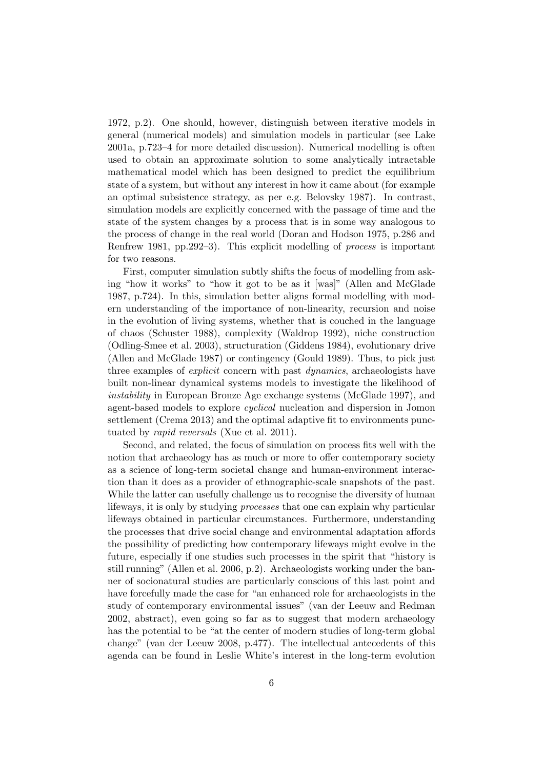1972, p.2). One should, however, distinguish between iterative models in general (numerical models) and simulation models in particular (see Lake 2001a, p.723–4 for more detailed discussion). Numerical modelling is often used to obtain an approximate solution to some analytically intractable mathematical model which has been designed to predict the equilibrium state of a system, but without any interest in how it came about (for example an optimal subsistence strategy, as per e.g. Belovsky 1987). In contrast, simulation models are explicitly concerned with the passage of time and the state of the system changes by a process that is in some way analogous to the process of change in the real world (Doran and Hodson 1975, p.286 and Renfrew 1981, pp.292–3). This explicit modelling of *process* is important for two reasons.

First, computer simulation subtly shifts the focus of modelling from asking "how it works" to "how it got to be as it [was]" (Allen and McGlade 1987, p.724). In this, simulation better aligns formal modelling with modern understanding of the importance of non-linearity, recursion and noise in the evolution of living systems, whether that is couched in the language of chaos (Schuster 1988), complexity (Waldrop 1992), niche construction (Odling-Smee et al. 2003), structuration (Giddens 1984), evolutionary drive (Allen and McGlade 1987) or contingency (Gould 1989). Thus, to pick just three examples of *explicit* concern with past *dynamics*, archaeologists have built non-linear dynamical systems models to investigate the likelihood of *instability* in European Bronze Age exchange systems (McGlade 1997), and agent-based models to explore *cyclical* nucleation and dispersion in Jomon settlement (Crema 2013) and the optimal adaptive fit to environments punctuated by *rapid reversals* (Xue et al. 2011).

Second, and related, the focus of simulation on process fits well with the notion that archaeology has as much or more to offer contemporary society as a science of long-term societal change and human-environment interaction than it does as a provider of ethnographic-scale snapshots of the past. While the latter can usefully challenge us to recognise the diversity of human lifeways, it is only by studying *processes* that one can explain why particular lifeways obtained in particular circumstances. Furthermore, understanding the processes that drive social change and environmental adaptation affords the possibility of predicting how contemporary lifeways might evolve in the future, especially if one studies such processes in the spirit that "history is still running" (Allen et al. 2006, p.2). Archaeologists working under the banner of socionatural studies are particularly conscious of this last point and have forcefully made the case for "an enhanced role for archaeologists in the study of contemporary environmental issues" (van der Leeuw and Redman 2002, abstract), even going so far as to suggest that modern archaeology has the potential to be "at the center of modern studies of long-term global change" (van der Leeuw 2008, p.477). The intellectual antecedents of this agenda can be found in Leslie White's interest in the long-term evolution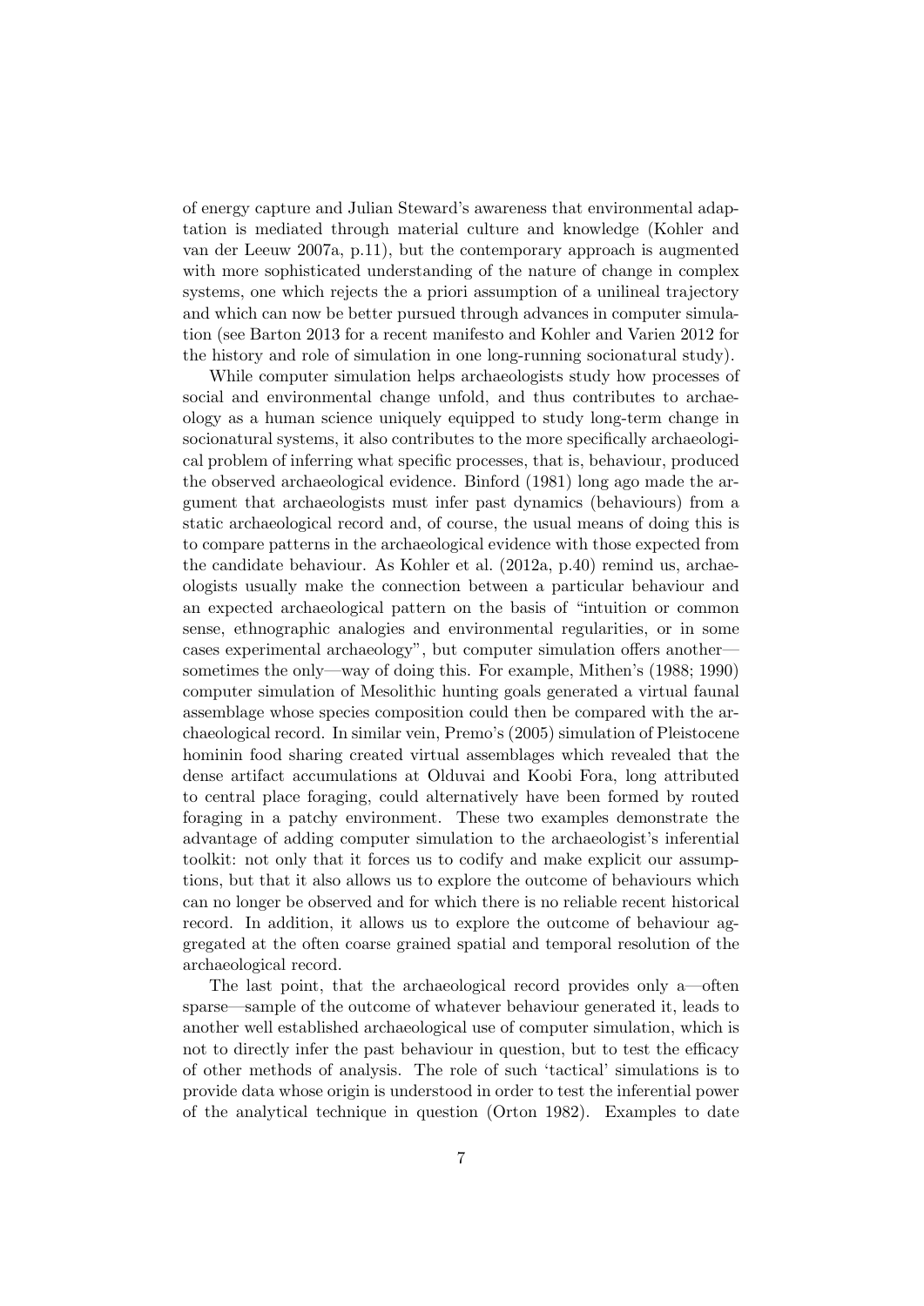of energy capture and Julian Steward's awareness that environmental adaptation is mediated through material culture and knowledge (Kohler and van der Leeuw 2007a, p.11), but the contemporary approach is augmented with more sophisticated understanding of the nature of change in complex systems, one which rejects the a priori assumption of a unilineal trajectory and which can now be better pursued through advances in computer simulation (see Barton 2013 for a recent manifesto and Kohler and Varien 2012 for the history and role of simulation in one long-running socionatural study).

While computer simulation helps archaeologists study how processes of social and environmental change unfold, and thus contributes to archaeology as a human science uniquely equipped to study long-term change in socionatural systems, it also contributes to the more specifically archaeological problem of inferring what specific processes, that is, behaviour, produced the observed archaeological evidence. Binford (1981) long ago made the argument that archaeologists must infer past dynamics (behaviours) from a static archaeological record and, of course, the usual means of doing this is to compare patterns in the archaeological evidence with those expected from the candidate behaviour. As Kohler et al. (2012a, p.40) remind us, archaeologists usually make the connection between a particular behaviour and an expected archaeological pattern on the basis of "intuition or common sense, ethnographic analogies and environmental regularities, or in some cases experimental archaeology", but computer simulation offers another—sometimes the only—way of doing this. For example, Mithen's (1988; 1990) computer simulation of Mesolithic hunting goals generated a virtual faunal assemblage whose species composition could then be compared with the archaeological record. In similar vein, Premo's (2005) simulation of Pleistocene hominin food sharing created virtual assemblages which revealed that the dense artifact accumulations at Olduvai and Koobi Fora, long attributed to central place foraging, could alternatively have been formed by routed foraging in a patchy environment. These two examples demonstrate the advantage of adding computer simulation to the archaeologist's inferential toolkit: not only that it forces us to codify and make explicit our assumptions, but that it also allows us to explore the outcome of behaviours which can no longer be observed and for which there is no reliable recent historical record. In addition, it allows us to explore the outcome of behaviour aggregated at the often coarse grained spatial and temporal resolution of the archaeological record.

The last point, that the archaeological record provides only a—often sparse—sample of the outcome of whatever behaviour generated it, leads to another well established archaeological use of computer simulation, which is not to directly infer the past behaviour in question, but to test the efficacy of other methods of analysis. The role of such 'tactical' simulations is to provide data whose origin is understood in order to test the inferential power of the analytical technique in question (Orton 1982). Examples to date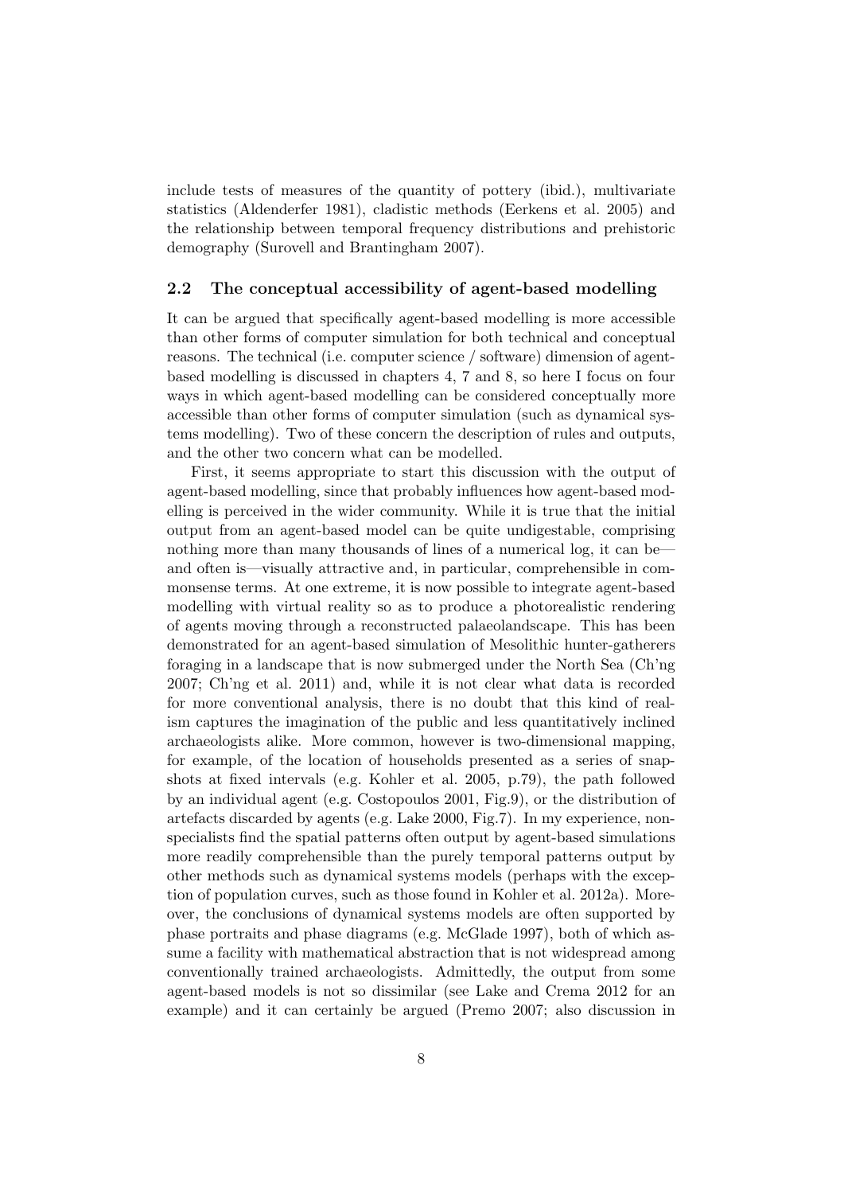include tests of measures of the quantity of pottery (ibid.), multivariate statistics (Aldenderfer 1981), cladistic methods (Eerkens et al. 2005) and the relationship between temporal frequency distributions and prehistoric demography (Surovell and Brantingham 2007).

### 2.2 The conceptual accessibility of agent-based modelling

It can be argued that specifically agent-based modelling is more accessible than other forms of computer simulation for both technical and conceptual reasons. The technical (i.e. computer science / software) dimension of agent-based modelling is discussed in chapters 4, 7 and 8, so here I focus on four ways in which agent-based modelling can be considered conceptually more accessible than other forms of computer simulation (such as dynamical systems modelling). Two of these concern the description of rules and outputs, and the other two concern what can be modelled.

First, it seems appropriate to start this discussion with the output of agent-based modelling, since that probably influences how agent-based modelling is perceived in the wider community. While it is true that the initial output from an agent-based model can be quite undigestable, comprising nothing more than many thousands of lines of a numerical log, it can be—and often is—visually attractive and, in particular, comprehensible in commonsense terms. At one extreme, it is now possible to integrate agent-based modelling with virtual reality so as to produce a photorealistic rendering of agents moving through a reconstructed palaeolandscape. This has been demonstrated for an agent-based simulation of Mesolithic hunter-gatherers foraging in a landscape that is now submerged under the North Sea (Ch'ng 2007; Ch'ng et al. 2011) and, while it is not clear what data is recorded for more conventional analysis, there is no doubt that this kind of realism captures the imagination of the public and less quantitatively inclined archaeologists alike. More common, however is two-dimensional mapping, for example, of the location of households presented as a series of snapshots at fixed intervals (e.g. Kohler et al. 2005, p.79), the path followed by an individual agent (e.g. Costopoulos 2001, Fig.9), or the distribution of artefacts discarded by agents (e.g. Lake 2000, Fig.7). In my experience, non-specialists find the spatial patterns often output by agent-based simulations more readily comprehensible than the purely temporal patterns output by other methods such as dynamical systems models (perhaps with the exception of population curves, such as those found in Kohler et al. 2012a). Moreover, the conclusions of dynamical systems models are often supported by phase portraits and phase diagrams (e.g. McGlade 1997), both of which assume a facility with mathematical abstraction that is not widespread among conventionally trained archaeologists. Admittedly, the output from some agent-based models is not so dissimilar (see Lake and Crema 2012 for an example) and it can certainly be argued (Premo 2007; also discussion in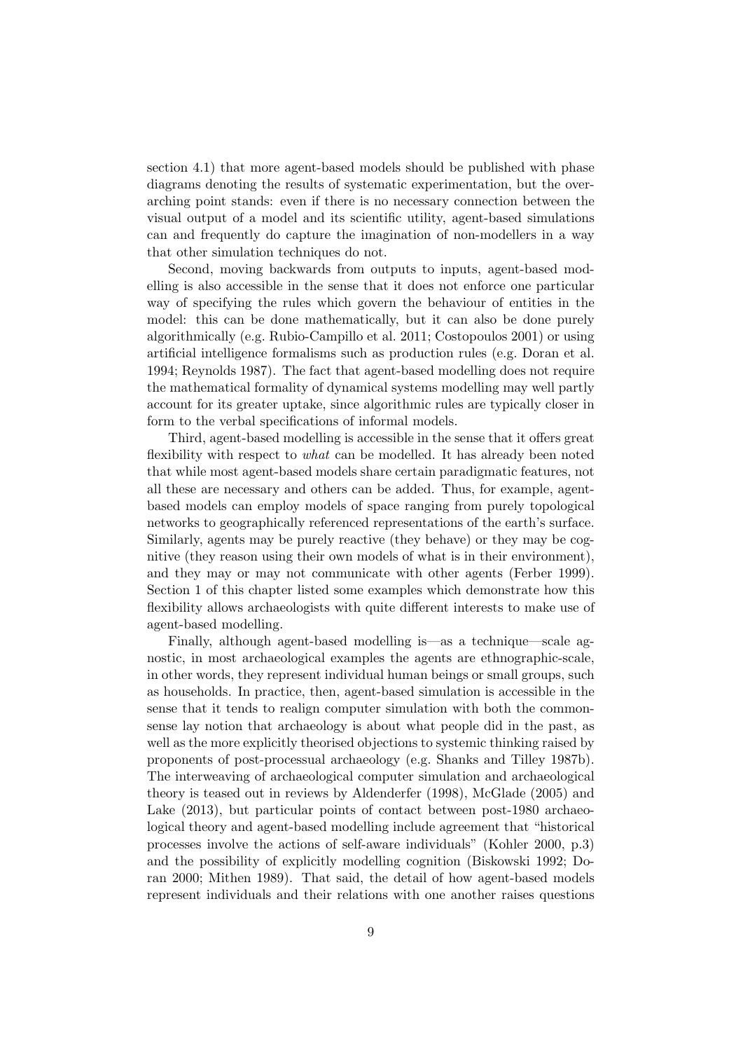section 4.1) that more agent-based models should be published with phase diagrams denoting the results of systematic experimentation, but the overarching point stands: even if there is no necessary connection between the visual output of a model and its scientific utility, agent-based simulations can and frequently do capture the imagination of non-modellers in a way that other simulation techniques do not.

Second, moving backwards from outputs to inputs, agent-based modelling is also accessible in the sense that it does not enforce one particular way of specifying the rules which govern the behaviour of entities in the model: this can be done mathematically, but it can also be done purely algorithmically (e.g. Rubio-Campillo et al. 2011; Costopoulos 2001) or using artificial intelligence formalisms such as production rules (e.g. Doran et al. 1994; Reynolds 1987). The fact that agent-based modelling does not require the mathematical formality of dynamical systems modelling may well partly account for its greater uptake, since algorithmic rules are typically closer in form to the verbal specifications of informal models.

Third, agent-based modelling is accessible in the sense that it offers great flexibility with respect to *what* can be modelled. It has already been noted that while most agent-based models share certain paradigmatic features, not all these are necessary and others can be added. Thus, for example, agent-based models can employ models of space ranging from purely topological networks to geographically referenced representations of the earth's surface. Similarly, agents may be purely reactive (they behave) or they may be cognitive (they reason using their own models of what is in their environment), and they may or may not communicate with other agents (Ferber 1999). Section 1 of this chapter listed some examples which demonstrate how this flexibility allows archaeologists with quite different interests to make use of agent-based modelling.

Finally, although agent-based modelling is—as a technique—scale agnostic, in most archaeological examples the agents are ethnographic-scale, in other words, they represent individual human beings or small groups, such as households. In practice, then, agent-based simulation is accessible in the sense that it tends to realign computer simulation with both the commonsense lay notion that archaeology is about what people did in the past, as well as the more explicitly theorised objections to systemic thinking raised by proponents of post-processual archaeology (e.g. Shanks and Tilley 1987b). The interweaving of archaeological computer simulation and archaeological theory is teased out in reviews by Aldenderfer (1998), McGlade (2005) and Lake (2013), but particular points of contact between post-1980 archaeological theory and agent-based modelling include agreement that "historical processes involve the actions of self-aware individuals" (Kohler 2000, p.3) and the possibility of explicitly modelling cognition (Biskowski 1992; Doran 2000; Mithen 1989). That said, the detail of how agent-based models represent individuals and their relations with one another raises questions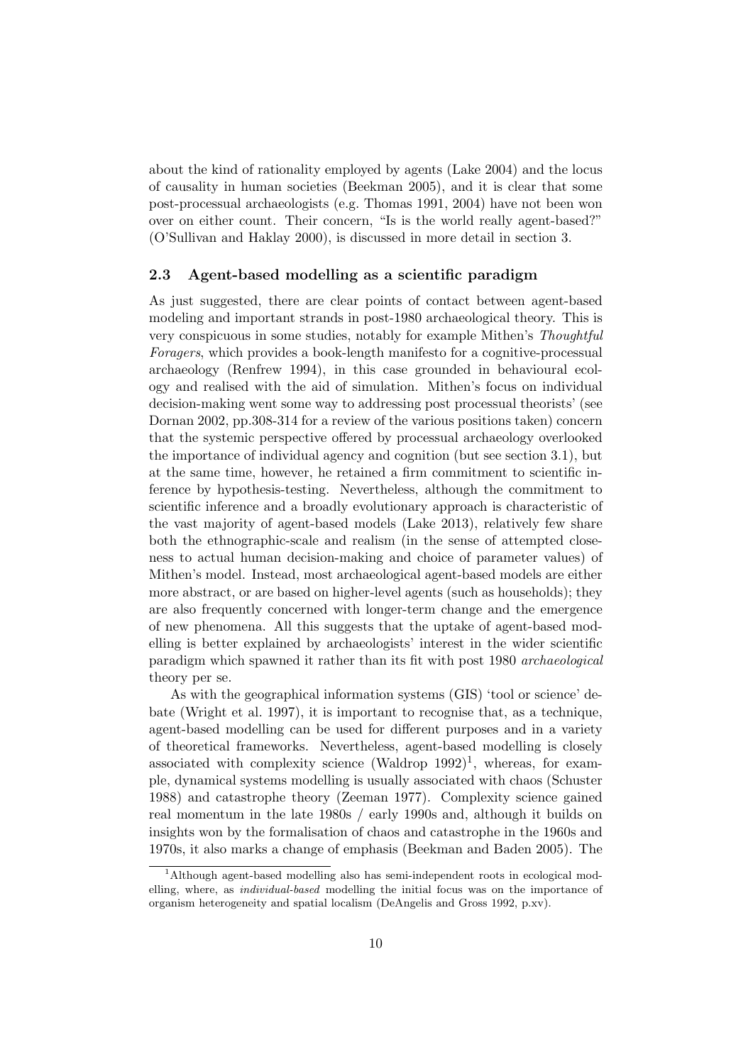about the kind of rationality employed by agents (Lake 2004) and the locus of causality in human societies (Beekman 2005), and it is clear that some post-processual archaeologists (e.g. Thomas 1991, 2004) have not been won over on either count. Their concern, "Is is the world really agent-based?" (O'Sullivan and Haklay 2000), is discussed in more detail in section 3.

### 2.3 Agent-based modelling as a scientific paradigm

As just suggested, there are clear points of contact between agent-based modeling and important strands in post-1980 archaeological theory. This is very conspicuous in some studies, notably for example Mithen's *Thoughtful Foragers*, which provides a book-length manifesto for a cognitive-processual archaeology (Renfrew 1994), in this case grounded in behavioural ecology and realised with the aid of simulation. Mithen's focus on individual decision-making went some way to addressing post processual theorists' (see Dornan 2002, pp.308-314 for a review of the various positions taken) concern that the systemic perspective offered by processual archaeology overlooked the importance of individual agency and cognition (but see section 3.1), but at the same time, however, he retained a firm commitment to scientific inference by hypothesis-testing. Nevertheless, although the commitment to scientific inference and a broadly evolutionary approach is characteristic of the vast majority of agent-based models (Lake 2013), relatively few share both the ethnographic-scale and realism (in the sense of attempted closeness to actual human decision-making and choice of parameter values) of Mithen's model. Instead, most archaeological agent-based models are either more abstract, or are based on higher-level agents (such as households); they are also frequently concerned with longer-term change and the emergence of new phenomena. All this suggests that the uptake of agent-based modelling is better explained by archaeologists' interest in the wider scientific paradigm which spawned it rather than its fit with post 1980 *archaeological* theory per se.

As with the geographical information systems (GIS) 'tool or science' debate (Wright et al. 1997), it is important to recognise that, as a technique, agent-based modelling can be used for different purposes and in a variety of theoretical frameworks. Nevertheless, agent-based modelling is closely associated with complexity science (Waldrop 1992)[1], whereas, for example, dynamical systems modelling is usually associated with chaos (Schuster 1988) and catastrophe theory (Zeeman 1977). Complexity science gained real momentum in the late 1980s / early 1990s and, although it builds on insights won by the formalisation of chaos and catastrophe in the 1960s and 1970s, it also marks a change of emphasis (Beekman and Baden 2005). The

[1] Although agent-based modelling also has semi-independent roots in ecological modelling, where, as *individual-based* modelling the initial focus was on the importance of organism heterogeneity and spatial localism (DeAngelis and Gross 1992, p.xv).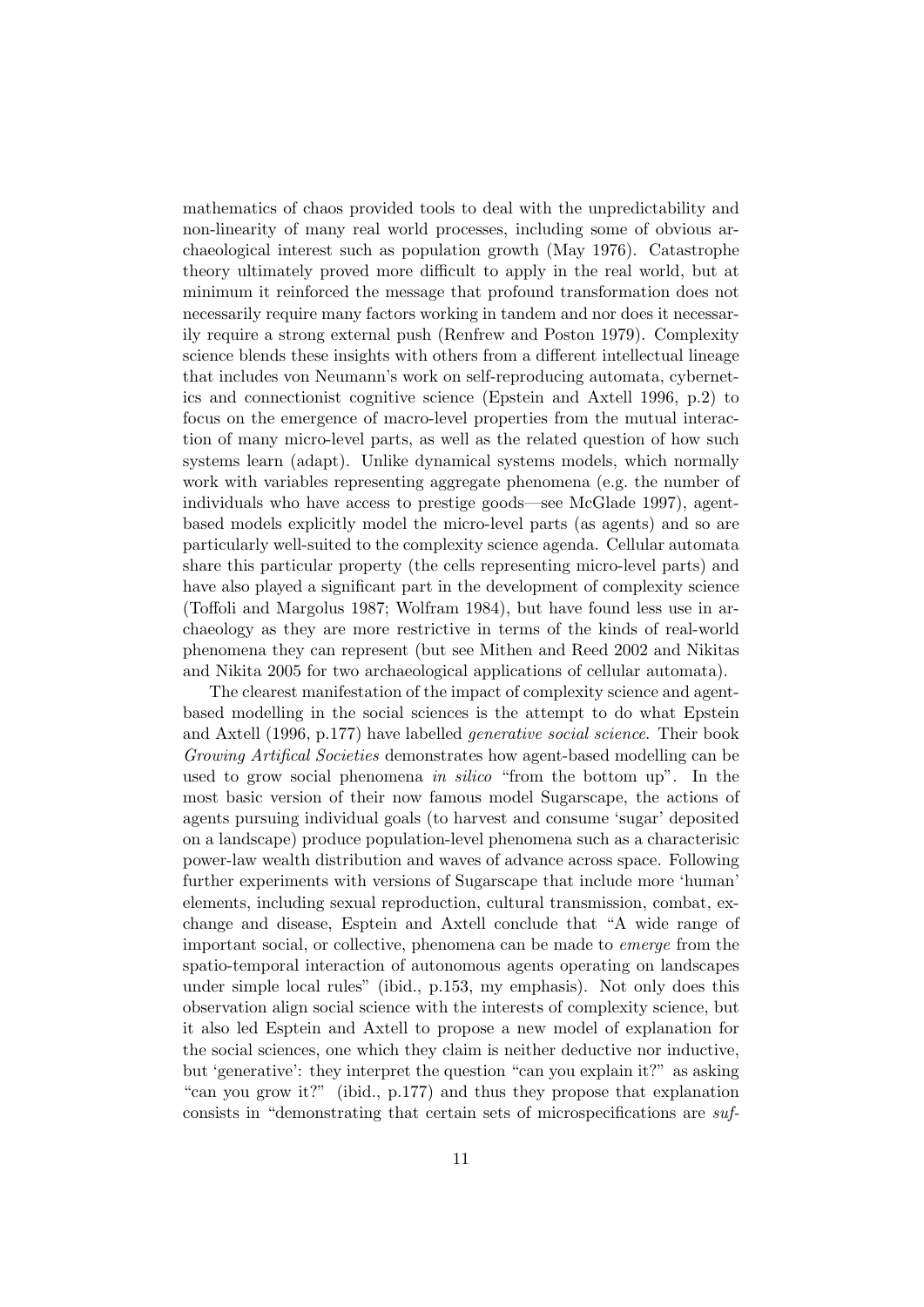mathematics of chaos provided tools to deal with the unpredictability and non-linearity of many real world processes, including some of obvious archaeological interest such as population growth (May 1976). Catastrophe theory ultimately proved more difficult to apply in the real world, but at minimum it reinforced the message that profound transformation does not necessarily require many factors working in tandem and nor does it necessarily require a strong external push (Renfrew and Poston 1979). Complexity science blends these insights with others from a different intellectual lineage that includes von Neumann's work on self-reproducing automata, cybernetics and connectionist cognitive science (Epstein and Axtell 1996, p.2) to focus on the emergence of macro-level properties from the mutual interaction of many micro-level parts, as well as the related question of how such systems learn (adapt). Unlike dynamical systems models, which normally work with variables representing aggregate phenomena (e.g. the number of individuals who have access to prestige goods—see McGlade 1997), agent-based models explicitly model the micro-level parts (as agents) and so are particularly well-suited to the complexity science agenda. Cellular automata share this particular property (the cells representing micro-level parts) and have also played a significant part in the development of complexity science (Toffoli and Margolus 1987; Wolfram 1984), but have found less use in archaeology as they are more restrictive in terms of the kinds of real-world phenomena they can represent (but see Mithen and Reed 2002 and Nikitas and Nikita 2005 for two archaeological applications of cellular automata).

The clearest manifestation of the impact of complexity science and agent-based modelling in the social sciences is the attempt to do what Epstein and Axtell (1996, p.177) have labelled *generative social science*. Their book *Growing Artifical Societies* demonstrates how agent-based modelling can be used to grow social phenomena *in silico* "from the bottom up". In the most basic version of their now famous model Sugarscape, the actions of agents pursuing individual goals (to harvest and consume 'sugar' deposited on a landscape) produce population-level phenomena such as a characterisic power-law wealth distribution and waves of advance across space. Following further experiments with versions of Sugarscape that include more 'human' elements, including sexual reproduction, cultural transmission, combat, exchange and disease, Esptein and Axtell conclude that "A wide range of important social, or collective, phenomena can be made to *emerge* from the spatio-temporal interaction of autonomous agents operating on landscapes under simple local rules" (ibid., p.153, my emphasis). Not only does this observation align social science with the interests of complexity science, but it also led Esptein and Axtell to propose a new model of explanation for the social sciences, one which they claim is neither deductive nor inductive, but 'generative': they interpret the question "can you explain it?" as asking "can you grow it?" (ibid., p.177) and thus they propose that explanation consists in "demonstrating that certain sets of microspecifications are *suf-*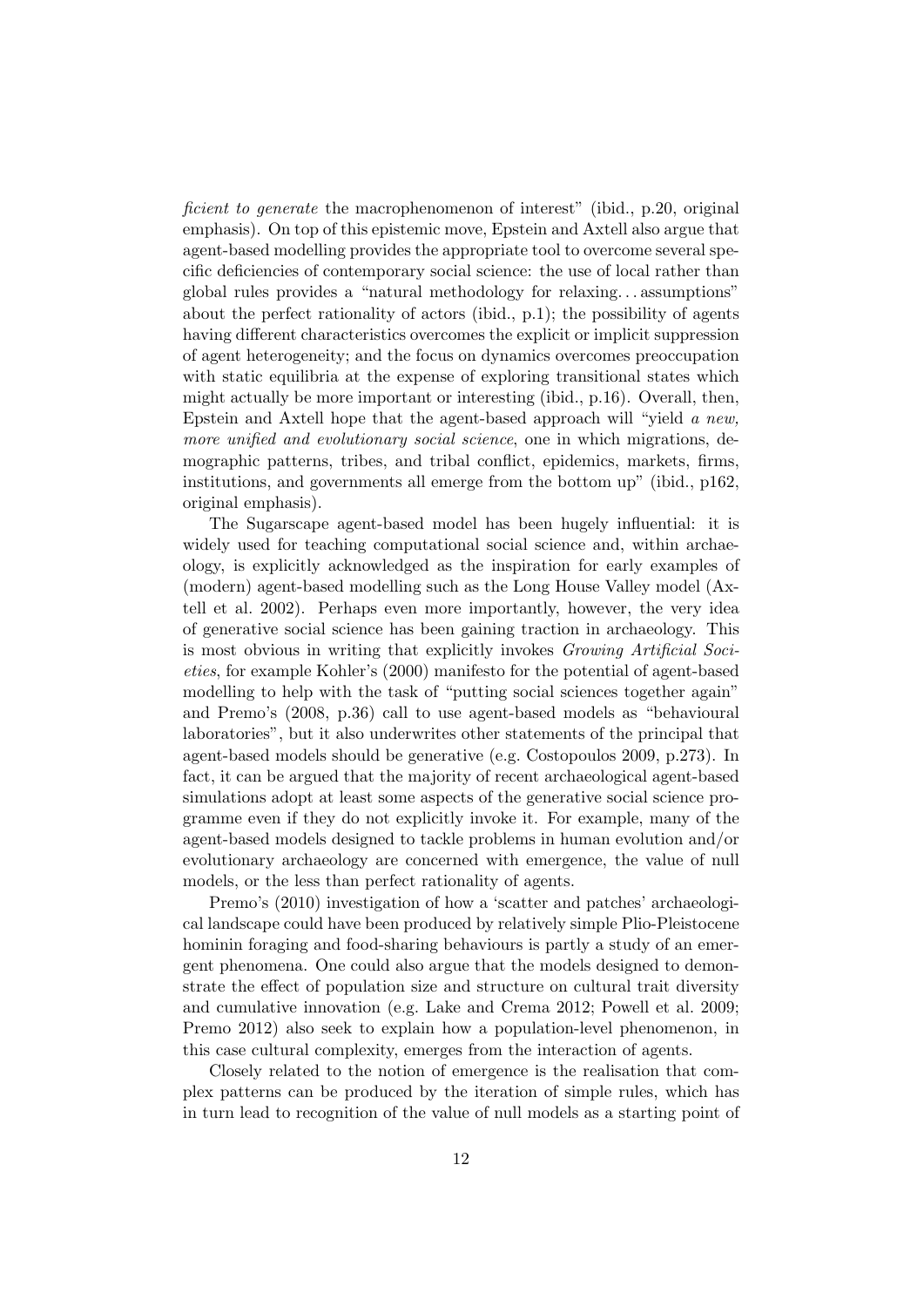*ficient to generate* the macrophenomenon of interest" (ibid., p.20, original emphasis). On top of this epistemic move, Epstein and Axtell also argue that agent-based modelling provides the appropriate tool to overcome several specific deficiencies of contemporary social science: the use of local rather than global rules provides a "natural methodology for relaxing... assumptions" about the perfect rationality of actors (ibid., p.1); the possibility of agents having different characteristics overcomes the explicit or implicit suppression of agent heterogeneity; and the focus on dynamics overcomes preoccupation with static equilibria at the expense of exploring transitional states which might actually be more important or interesting (ibid., p.16). Overall, then, Epstein and Axtell hope that the agent-based approach will "yield *a new, more unified and evolutionary social science*, one in which migrations, demographic patterns, tribes, and tribal conflict, epidemics, markets, firms, institutions, and governments all emerge from the bottom up" (ibid., p162, original emphasis).

The Sugarscape agent-based model has been hugely influential: it is widely used for teaching computational social science and, within archaeology, is explicitly acknowledged as the inspiration for early examples of (modern) agent-based modelling such as the Long House Valley model (Axtell et al. 2002). Perhaps even more importantly, however, the very idea of generative social science has been gaining traction in archaeology. This is most obvious in writing that explicitly invokes *Growing Artificial Societies*, for example Kohler's (2000) manifesto for the potential of agent-based modelling to help with the task of "putting social sciences together again" and Premo's (2008, p.36) call to use agent-based models as "behavioural laboratories", but it also underwrites other statements of the principal that agent-based models should be generative (e.g. Costopoulos 2009, p.273). In fact, it can be argued that the majority of recent archaeological agent-based simulations adopt at least some aspects of the generative social science programme even if they do not explicitly invoke it. For example, many of the agent-based models designed to tackle problems in human evolution and/or evolutionary archaeology are concerned with emergence, the value of null models, or the less than perfect rationality of agents.

Premo's (2010) investigation of how a 'scatter and patches' archaeological landscape could have been produced by relatively simple Plio-Pleistocene hominin foraging and food-sharing behaviours is partly a study of an emergent phenomena. One could also argue that the models designed to demonstrate the effect of population size and structure on cultural trait diversity and cumulative innovation (e.g. Lake and Crema 2012; Powell et al. 2009; Premo 2012) also seek to explain how a population-level phenomenon, in this case cultural complexity, emerges from the interaction of agents.

Closely related to the notion of emergence is the realisation that complex patterns can be produced by the iteration of simple rules, which has in turn lead to recognition of the value of null models as a starting point of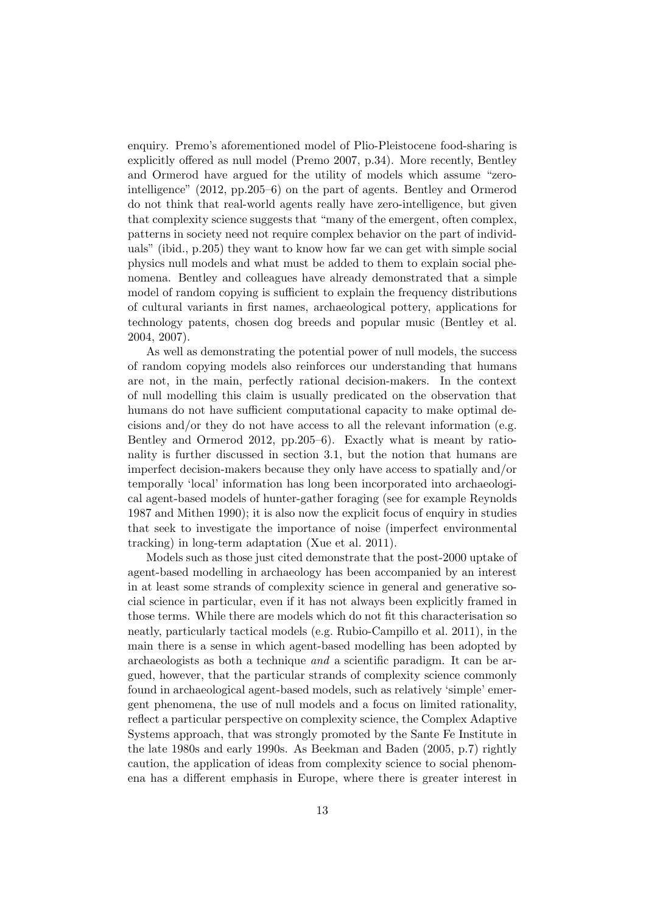enquiry. Premo's aforementioned model of Plio-Pleistocene food-sharing is explicitly offered as null model (Premo 2007, p.34). More recently, Bentley and Ormerod have argued for the utility of models which assume "zero-intelligence" (2012, pp.205–6) on the part of agents. Bentley and Ormerod do not think that real-world agents really have zero-intelligence, but given that complexity science suggests that "many of the emergent, often complex, patterns in society need not require complex behavior on the part of individuals" (ibid., p.205) they want to know how far we can get with simple social physics null models and what must be added to them to explain social phenomena. Bentley and colleagues have already demonstrated that a simple model of random copying is sufficient to explain the frequency distributions of cultural variants in first names, archaeological pottery, applications for technology patents, chosen dog breeds and popular music (Bentley et al. 2004, 2007).

As well as demonstrating the potential power of null models, the success of random copying models also reinforces our understanding that humans are not, in the main, perfectly rational decision-makers. In the context of null modelling this claim is usually predicated on the observation that humans do not have sufficient computational capacity to make optimal decisions and/or they do not have access to all the relevant information (e.g. Bentley and Ormerod 2012, pp.205–6). Exactly what is meant by rationality is further discussed in section 3.1, but the notion that humans are imperfect decision-makers because they only have access to spatially and/or temporally 'local' information has long been incorporated into archaeological agent-based models of hunter-gather foraging (see for example Reynolds 1987 and Mithen 1990); it is also now the explicit focus of enquiry in studies that seek to investigate the importance of noise (imperfect environmental tracking) in long-term adaptation (Xue et al. 2011).

Models such as those just cited demonstrate that the post-2000 uptake of agent-based modelling in archaeology has been accompanied by an interest in at least some strands of complexity science in general and generative social science in particular, even if it has not always been explicitly framed in those terms. While there are models which do not fit this characterisation so neatly, particularly tactical models (e.g. Rubio-Campillo et al. 2011), in the main there is a sense in which agent-based modelling has been adopted by archaeologists as both a technique *and* a scientific paradigm. It can be argued, however, that the particular strands of complexity science commonly found in archaeological agent-based models, such as relatively 'simple' emergent phenomena, the use of null models and a focus on limited rationality, reflect a particular perspective on complexity science, the Complex Adaptive Systems approach, that was strongly promoted by the Sante Fe Institute in the late 1980s and early 1990s. As Beekman and Baden (2005, p.7) rightly caution, the application of ideas from complexity science to social phenomena has a different emphasis in Europe, where there is greater interest in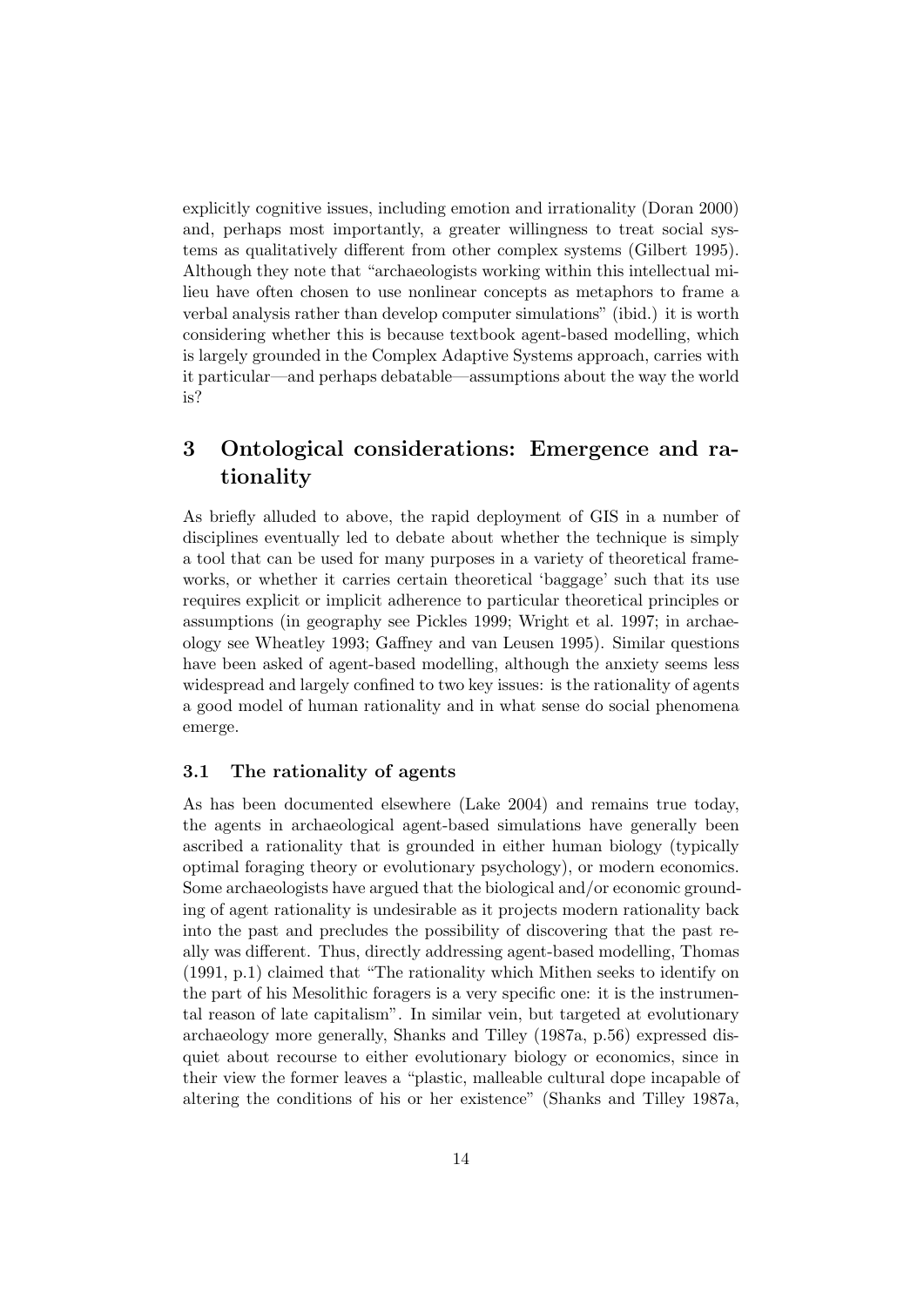explicitly cognitive issues, including emotion and irrationality (Doran 2000) and, perhaps most importantly, a greater willingness to treat social systems as qualitatively different from other complex systems (Gilbert 1995). Although they note that "archaeologists working within this intellectual milieu have often chosen to use nonlinear concepts as metaphors to frame a verbal analysis rather than develop computer simulations" (ibid.) it is worth considering whether this is because textbook agent-based modelling, which is largely grounded in the Complex Adaptive Systems approach, carries with it particular—and perhaps debatable—assumptions about the way the world is?

## 3 Ontological considerations: Emergence and rationality

As briefly alluded to above, the rapid deployment of GIS in a number of disciplines eventually led to debate about whether the technique is simply a tool that can be used for many purposes in a variety of theoretical frameworks, or whether it carries certain theoretical 'baggage' such that its use requires explicit or implicit adherence to particular theoretical principles or assumptions (in geography see Pickles 1999; Wright et al. 1997; in archaeology see Wheatley 1993; Gaffney and van Leusen 1995). Similar questions have been asked of agent-based modelling, although the anxiety seems less widespread and largely confined to two key issues: is the rationality of agents a good model of human rationality and in what sense do social phenomena emerge.

### 3.1 The rationality of agents

As has been documented elsewhere (Lake 2004) and remains true today, the agents in archaeological agent-based simulations have generally been ascribed a rationality that is grounded in either human biology (typically optimal foraging theory or evolutionary psychology), or modern economics. Some archaeologists have argued that the biological and/or economic grounding of agent rationality is undesirable as it projects modern rationality back into the past and precludes the possibility of discovering that the past really was different. Thus, directly addressing agent-based modelling, Thomas (1991, p.1) claimed that "The rationality which Mithen seeks to identify on the part of his Mesolithic foragers is a very specific one: it is the instrumental reason of late capitalism". In similar vein, but targeted at evolutionary archaeology more generally, Shanks and Tilley (1987a, p.56) expressed disquiet about recourse to either evolutionary biology or economics, since in their view the former leaves a "plastic, malleable cultural dope incapable of altering the conditions of his or her existence" (Shanks and Tilley 1987a,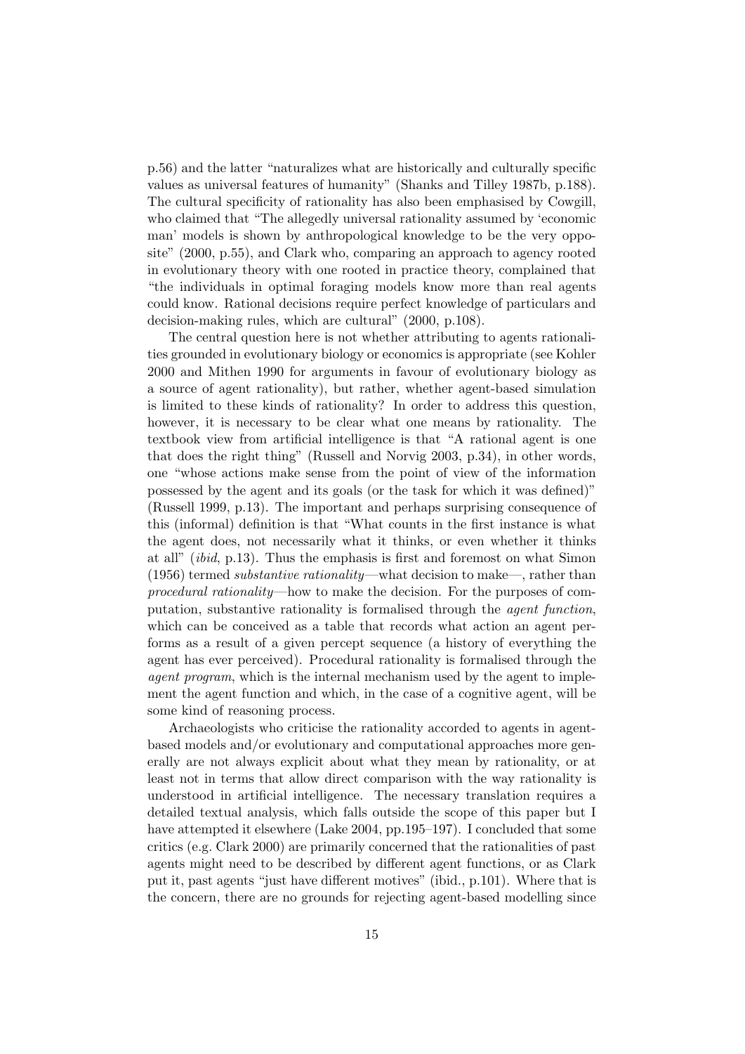p.56) and the latter "naturalizes what are historically and culturally specific values as universal features of humanity" (Shanks and Tilley 1987b, p.188). The cultural specificity of rationality has also been emphasised by Cowgill, who claimed that "The allegedly universal rationality assumed by 'economic man' models is shown by anthropological knowledge to be the very opposite" (2000, p.55), and Clark who, comparing an approach to agency rooted in evolutionary theory with one rooted in practice theory, complained that "the individuals in optimal foraging models know more than real agents could know. Rational decisions require perfect knowledge of particulars and decision-making rules, which are cultural" (2000, p.108).

The central question here is not whether attributing to agents rationalities grounded in evolutionary biology or economics is appropriate (see Kohler 2000 and Mithen 1990 for arguments in favour of evolutionary biology as a source of agent rationality), but rather, whether agent-based simulation is limited to these kinds of rationality? In order to address this question, however, it is necessary to be clear what one means by rationality. The textbook view from artificial intelligence is that "A rational agent is one that does the right thing" (Russell and Norvig 2003, p.34), in other words, one "whose actions make sense from the point of view of the information possessed by the agent and its goals (or the task for which it was defined)" (Russell 1999, p.13). The important and perhaps surprising consequence of this (informal) definition is that "What counts in the first instance is what the agent does, not necessarily what it thinks, or even whether it thinks at all" (*ibid*, p.13). Thus the emphasis is first and foremost on what Simon (1956) termed *substantive rationality*—what decision to make—, rather than *procedural rationality*—how to make the decision. For the purposes of computation, substantive rationality is formalised through the *agent function*, which can be conceived as a table that records what action an agent performs as a result of a given percept sequence (a history of everything the agent has ever perceived). Procedural rationality is formalised through the *agent program*, which is the internal mechanism used by the agent to implement the agent function and which, in the case of a cognitive agent, will be some kind of reasoning process.

Archaeologists who criticise the rationality accorded to agents in agent-based models and/or evolutionary and computational approaches more generally are not always explicit about what they mean by rationality, or at least not in terms that allow direct comparison with the way rationality is understood in artificial intelligence. The necessary translation requires a detailed textual analysis, which falls outside the scope of this paper but I have attempted it elsewhere (Lake 2004, pp.195–197). I concluded that some critics (e.g. Clark 2000) are primarily concerned that the rationalities of past agents might need to be described by different agent functions, or as Clark put it, past agents "just have different motives" (ibid., p.101). Where that is the concern, there are no grounds for rejecting agent-based modelling since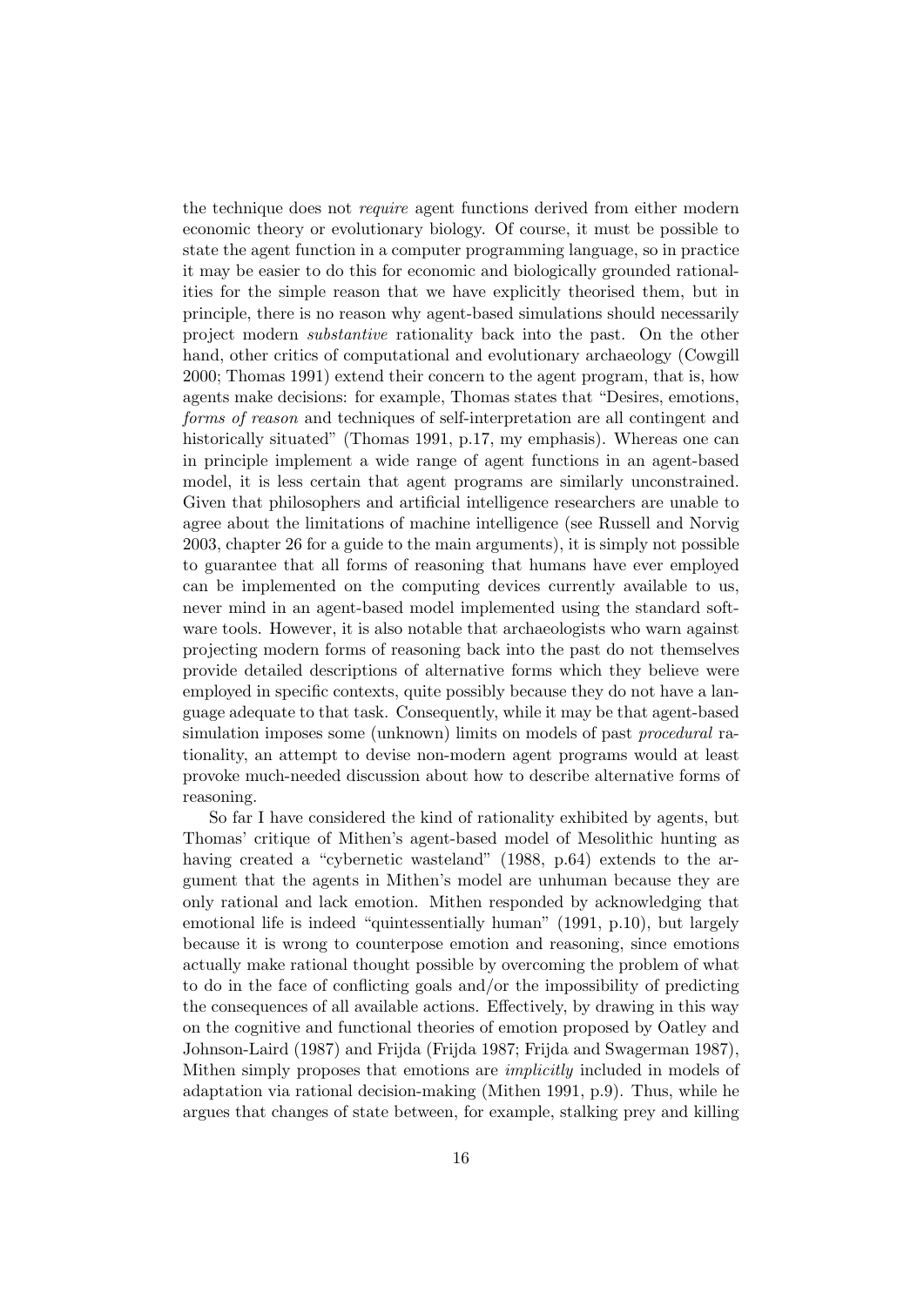the technique does not *require* agent functions derived from either modern economic theory or evolutionary biology. Of course, it must be possible to state the agent function in a computer programming language, so in practice it may be easier to do this for economic and biologically grounded rationalities for the simple reason that we have explicitly theorised them, but in principle, there is no reason why agent-based simulations should necessarily project modern *substantive* rationality back into the past. On the other hand, other critics of computational and evolutionary archaeology (Cowgill 2000; Thomas 1991) extend their concern to the agent program, that is, how agents make decisions: for example, Thomas states that "Desires, emotions, *forms of reason* and techniques of self-interpretation are all contingent and historically situated" (Thomas 1991, p.17, my emphasis). Whereas one can in principle implement a wide range of agent functions in an agent-based model, it is less certain that agent programs are similarly unconstrained. Given that philosophers and artificial intelligence researchers are unable to agree about the limitations of machine intelligence (see Russell and Norvig 2003, chapter 26 for a guide to the main arguments), it is simply not possible to guarantee that all forms of reasoning that humans have ever employed can be implemented on the computing devices currently available to us, never mind in an agent-based model implemented using the standard software tools. However, it is also notable that archaeologists who warn against projecting modern forms of reasoning back into the past do not themselves provide detailed descriptions of alternative forms which they believe were employed in specific contexts, quite possibly because they do not have a language adequate to that task. Consequently, while it may be that agent-based simulation imposes some (unknown) limits on models of past *procedural* rationality, an attempt to devise non-modern agent programs would at least provoke much-needed discussion about how to describe alternative forms of reasoning.

So far I have considered the kind of rationality exhibited by agents, but Thomas' critique of Mithen's agent-based model of Mesolithic hunting as having created a "cybernetic wasteland" (1988, p.64) extends to the argument that the agents in Mithen's model are unhuman because they are only rational and lack emotion. Mithen responded by acknowledging that emotional life is indeed "quintessentially human" (1991, p.10), but largely because it is wrong to counterpose emotion and reasoning, since emotions actually make rational thought possible by overcoming the problem of what to do in the face of conflicting goals and/or the impossibility of predicting the consequences of all available actions. Effectively, by drawing in this way on the cognitive and functional theories of emotion proposed by Oatley and Johnson-Laird (1987) and Frijda (Frijda 1987; Frijda and Swagerman 1987), Mithen simply proposes that emotions are *implicitly* included in models of adaptation via rational decision-making (Mithen 1991, p.9). Thus, while he argues that changes of state between, for example, stalking prey and killing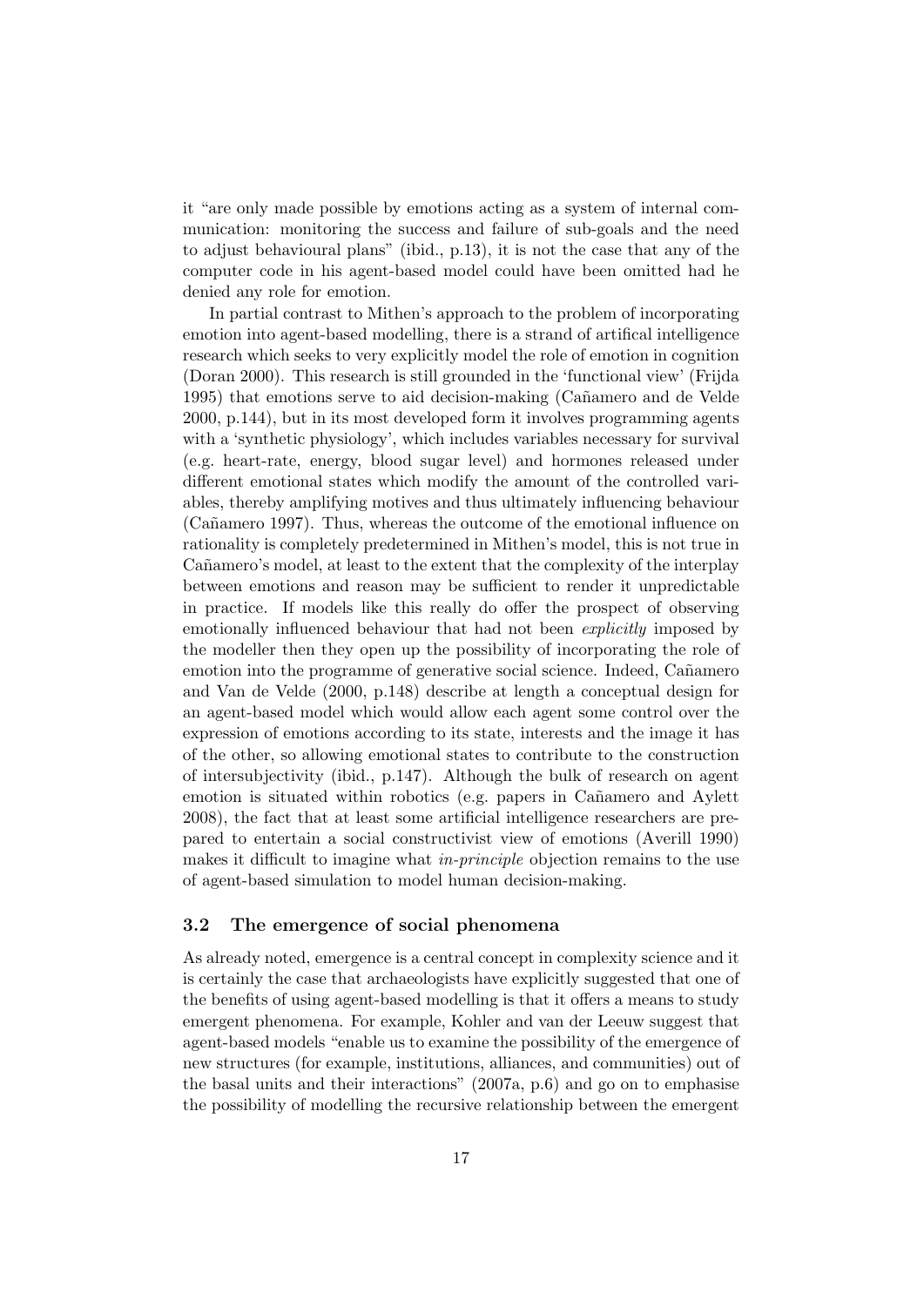it "are only made possible by emotions acting as a system of internal communication: monitoring the success and failure of sub-goals and the need to adjust behavioural plans" (ibid., p.13), it is not the case that any of the computer code in his agent-based model could have been omitted had he denied any role for emotion.

In partial contrast to Mithen's approach to the problem of incorporating emotion into agent-based modelling, there is a strand of artifical intelligence research which seeks to very explicitly model the role of emotion in cognition (Doran 2000). This research is still grounded in the 'functional view' (Frijda 1995) that emotions serve to aid decision-making (Cañamero and de Velde 2000, p.144), but in its most developed form it involves programming agents with a 'synthetic physiology', which includes variables necessary for survival (e.g. heart-rate, energy, blood sugar level) and hormones released under different emotional states which modify the amount of the controlled variables, thereby amplifying motives and thus ultimately influencing behaviour (Cañamero 1997). Thus, whereas the outcome of the emotional influence on rationality is completely predetermined in Mithen's model, this is not true in Cañamero's model, at least to the extent that the complexity of the interplay between emotions and reason may be sufficient to render it unpredictable in practice. If models like this really do offer the prospect of observing emotionally influenced behaviour that had not been *explicitly* imposed by the modeller then they open up the possibility of incorporating the role of emotion into the programme of generative social science. Indeed, Cañamero and Van de Velde (2000, p.148) describe at length a conceptual design for an agent-based model which would allow each agent some control over the expression of emotions according to its state, interests and the image it has of the other, so allowing emotional states to contribute to the construction of intersubjectivity (ibid., p.147). Although the bulk of research on agent emotion is situated within robotics (e.g. papers in Cañamero and Aylett 2008), the fact that at least some artificial intelligence researchers are prepared to entertain a social constructivist view of emotions (Averill 1990) makes it difficult to imagine what *in-principle* objection remains to the use of agent-based simulation to model human decision-making.

### 3.2 The emergence of social phenomena

As already noted, emergence is a central concept in complexity science and it is certainly the case that archaeologists have explicitly suggested that one of the benefits of using agent-based modelling is that it offers a means to study emergent phenomena. For example, Kohler and van der Leeuw suggest that agent-based models "enable us to examine the possibility of the emergence of new structures (for example, institutions, alliances, and communities) out of the basal units and their interactions" (2007a, p.6) and go on to emphasise the possibility of modelling the recursive relationship between the emergent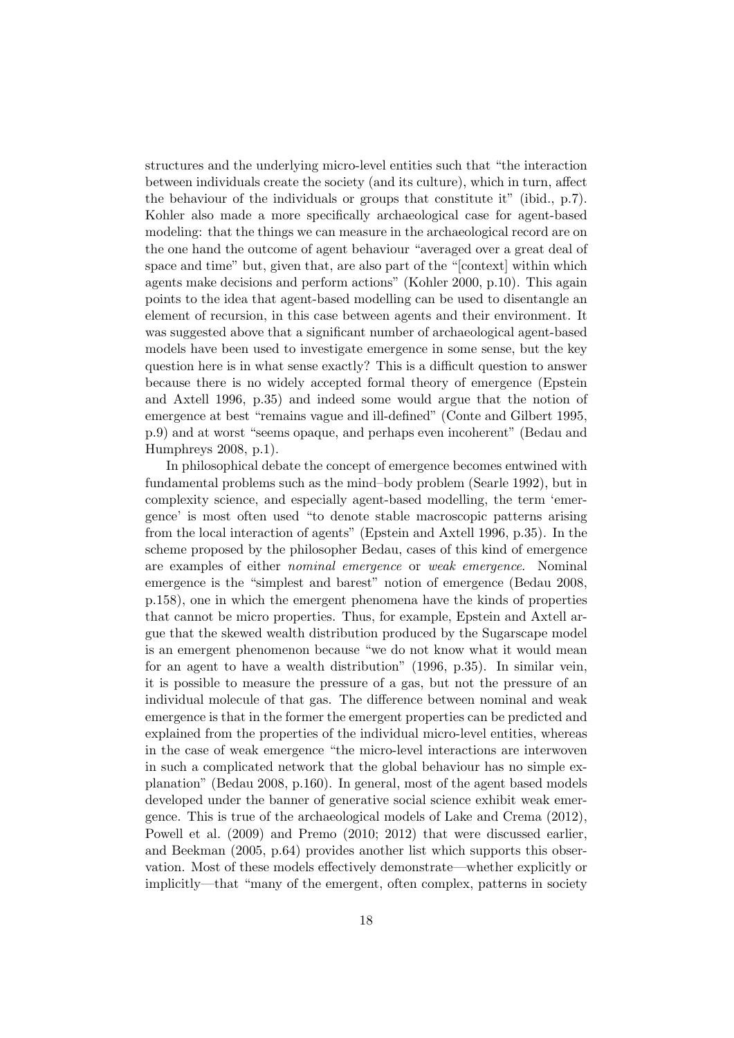structures and the underlying micro-level entities such that "the interaction between individuals create the society (and its culture), which in turn, affect the behaviour of the individuals or groups that constitute it" (ibid., p.7). Kohler also made a more specifically archaeological case for agent-based modeling: that the things we can measure in the archaeological record are on the one hand the outcome of agent behaviour "averaged over a great deal of space and time" but, given that, are also part of the "[context] within which agents make decisions and perform actions" (Kohler 2000, p.10). This again points to the idea that agent-based modelling can be used to disentangle an element of recursion, in this case between agents and their environment. It was suggested above that a significant number of archaeological agent-based models have been used to investigate emergence in some sense, but the key question here is in what sense exactly? This is a difficult question to answer because there is no widely accepted formal theory of emergence (Epstein and Axtell 1996, p.35) and indeed some would argue that the notion of emergence at best "remains vague and ill-defined" (Conte and Gilbert 1995, p.9) and at worst "seems opaque, and perhaps even incoherent" (Bedau and Humphreys 2008, p.1).

In philosophical debate the concept of emergence becomes entwined with fundamental problems such as the mind–body problem (Searle 1992), but in complexity science, and especially agent-based modelling, the term 'emergence' is most often used "to denote stable macroscopic patterns arising from the local interaction of agents" (Epstein and Axtell 1996, p.35). In the scheme proposed by the philosopher Bedau, cases of this kind of emergence are examples of either *nominal emergence* or *weak emergence*. Nominal emergence is the "simplest and barest" notion of emergence (Bedau 2008, p.158), one in which the emergent phenomena have the kinds of properties that cannot be micro properties. Thus, for example, Epstein and Axtell argue that the skewed wealth distribution produced by the Sugarscape model is an emergent phenomenon because "we do not know what it would mean for an agent to have a wealth distribution" (1996, p.35). In similar vein, it is possible to measure the pressure of a gas, but not the pressure of an individual molecule of that gas. The difference between nominal and weak emergence is that in the former the emergent properties can be predicted and explained from the properties of the individual micro-level entities, whereas in the case of weak emergence "the micro-level interactions are interwoven in such a complicated network that the global behaviour has no simple explanation" (Bedau 2008, p.160). In general, most of the agent based models developed under the banner of generative social science exhibit weak emergence. This is true of the archaeological models of Lake and Crema (2012), Powell et al. (2009) and Premo (2010; 2012) that were discussed earlier, and Beekman (2005, p.64) provides another list which supports this observation. Most of these models effectively demonstrate—whether explicitly or implicitly—that "many of the emergent, often complex, patterns in society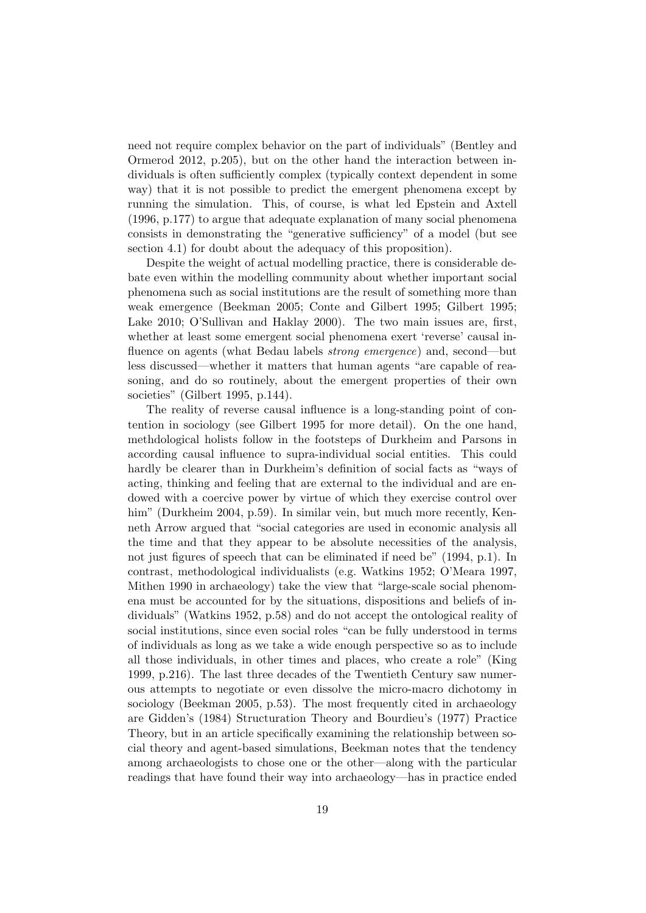need not require complex behavior on the part of individuals" (Bentley and Ormerod 2012, p.205), but on the other hand the interaction between individuals is often sufficiently complex (typically context dependent in some way) that it is not possible to predict the emergent phenomena except by running the simulation. This, of course, is what led Epstein and Axtell (1996, p.177) to argue that adequate explanation of many social phenomena consists in demonstrating the "generative sufficiency" of a model (but see section 4.1) for doubt about the adequacy of this proposition).

Despite the weight of actual modelling practice, there is considerable debate even within the modelling community about whether important social phenomena such as social institutions are the result of something more than weak emergence (Beekman 2005; Conte and Gilbert 1995; Gilbert 1995; Lake 2010; O'Sullivan and Haklay 2000). The two main issues are, first, whether at least some emergent social phenomena exert 'reverse' causal influence on agents (what Bedau labels *strong emergence*) and, second—but less discussed—whether it matters that human agents "are capable of reasoning, and do so routinely, about the emergent properties of their own societies" (Gilbert 1995, p.144).

The reality of reverse causal influence is a long-standing point of contention in sociology (see Gilbert 1995 for more detail). On the one hand, methdological holists follow in the footsteps of Durkheim and Parsons in according causal influence to supra-individual social entities. This could hardly be clearer than in Durkheim's definition of social facts as "ways of acting, thinking and feeling that are external to the individual and are endowed with a coercive power by virtue of which they exercise control over him" (Durkheim 2004, p.59). In similar vein, but much more recently, Kenneth Arrow argued that "social categories are used in economic analysis all the time and that they appear to be absolute necessities of the analysis, not just figures of speech that can be eliminated if need be" (1994, p.1). In contrast, methodological individualists (e.g. Watkins 1952; O'Meara 1997, Mithen 1990 in archaeology) take the view that "large-scale social phenomena must be accounted for by the situations, dispositions and beliefs of individuals" (Watkins 1952, p.58) and do not accept the ontological reality of social institutions, since even social roles "can be fully understood in terms of individuals as long as we take a wide enough perspective so as to include all those individuals, in other times and places, who create a role" (King 1999, p.216). The last three decades of the Twentieth Century saw numerous attempts to negotiate or even dissolve the micro-macro dichotomy in sociology (Beekman 2005, p.53). The most frequently cited in archaeology are Gidden's (1984) Structuration Theory and Bourdieu's (1977) Practice Theory, but in an article specifically examining the relationship between social theory and agent-based simulations, Beekman notes that the tendency among archaeologists to chose one or the other—along with the particular readings that have found their way into archaeology—has in practice ended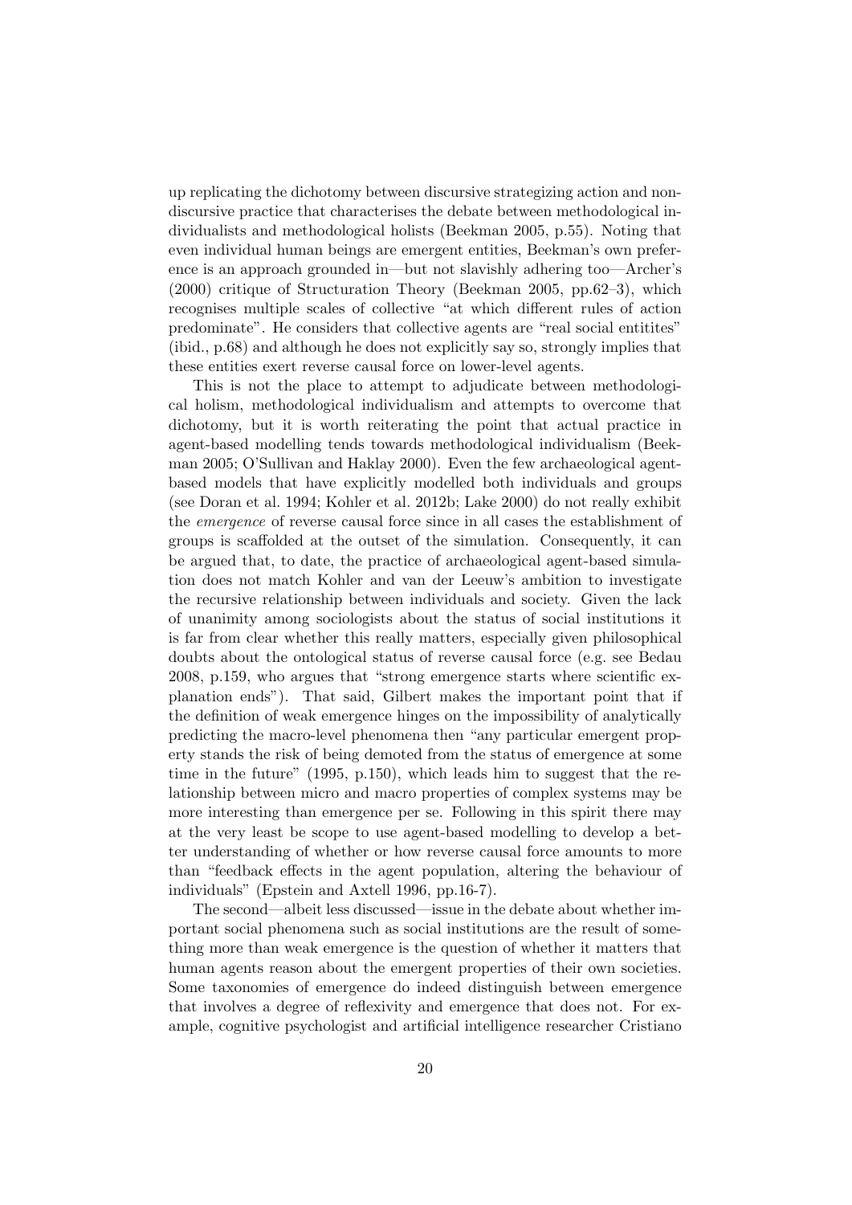up replicating the dichotomy between discursive strategizing action and non-discursive practice that characterises the debate between methodological individualists and methodological holists (Beekman 2005, p.55). Noting that even individual human beings are emergent entities, Beekman's own preference is an approach grounded in—but not slavishly adhering too—Archer's (2000) critique of Structuration Theory (Beekman 2005, pp.62–3), which recognises multiple scales of collective "at which different rules of action predominate". He considers that collective agents are "real social entitites" (ibid., p.68) and although he does not explicitly say so, strongly implies that these entities exert reverse causal force on lower-level agents.

This is not the place to attempt to adjudicate between methodological holism, methodological individualism and attempts to overcome that dichotomy, but it is worth reiterating the point that actual practice in agent-based modelling tends towards methodological individualism (Beekman 2005; O'Sullivan and Haklay 2000). Even the few archaeological agent-based models that have explicitly modelled both individuals and groups (see Doran et al. 1994; Kohler et al. 2012b; Lake 2000) do not really exhibit the *emergence* of reverse causal force since in all cases the establishment of groups is scaffolded at the outset of the simulation. Consequently, it can be argued that, to date, the practice of archaeological agent-based simulation does not match Kohler and van der Leeuw's ambition to investigate the recursive relationship between individuals and society. Given the lack of unanimity among sociologists about the status of social institutions it is far from clear whether this really matters, especially given philosophical doubts about the ontological status of reverse causal force (e.g. see Bedau 2008, p.159, who argues that "strong emergence starts where scientific explanation ends"). That said, Gilbert makes the important point that if the definition of weak emergence hinges on the impossibility of analytically predicting the macro-level phenomena then "any particular emergent property stands the risk of being demoted from the status of emergence at some time in the future" (1995, p.150), which leads him to suggest that the relationship between micro and macro properties of complex systems may be more interesting than emergence per se. Following in this spirit there may at the very least be scope to use agent-based modelling to develop a better understanding of whether or how reverse causal force amounts to more than "feedback effects in the agent population, altering the behaviour of individuals" (Epstein and Axtell 1996, pp.16-7).

The second—albeit less discussed—issue in the debate about whether important social phenomena such as social institutions are the result of something more than weak emergence is the question of whether it matters that human agents reason about the emergent properties of their own societies. Some taxonomies of emergence do indeed distinguish between emergence that involves a degree of reflexivity and emergence that does not. For example, cognitive psychologist and artificial intelligence researcher Cristiano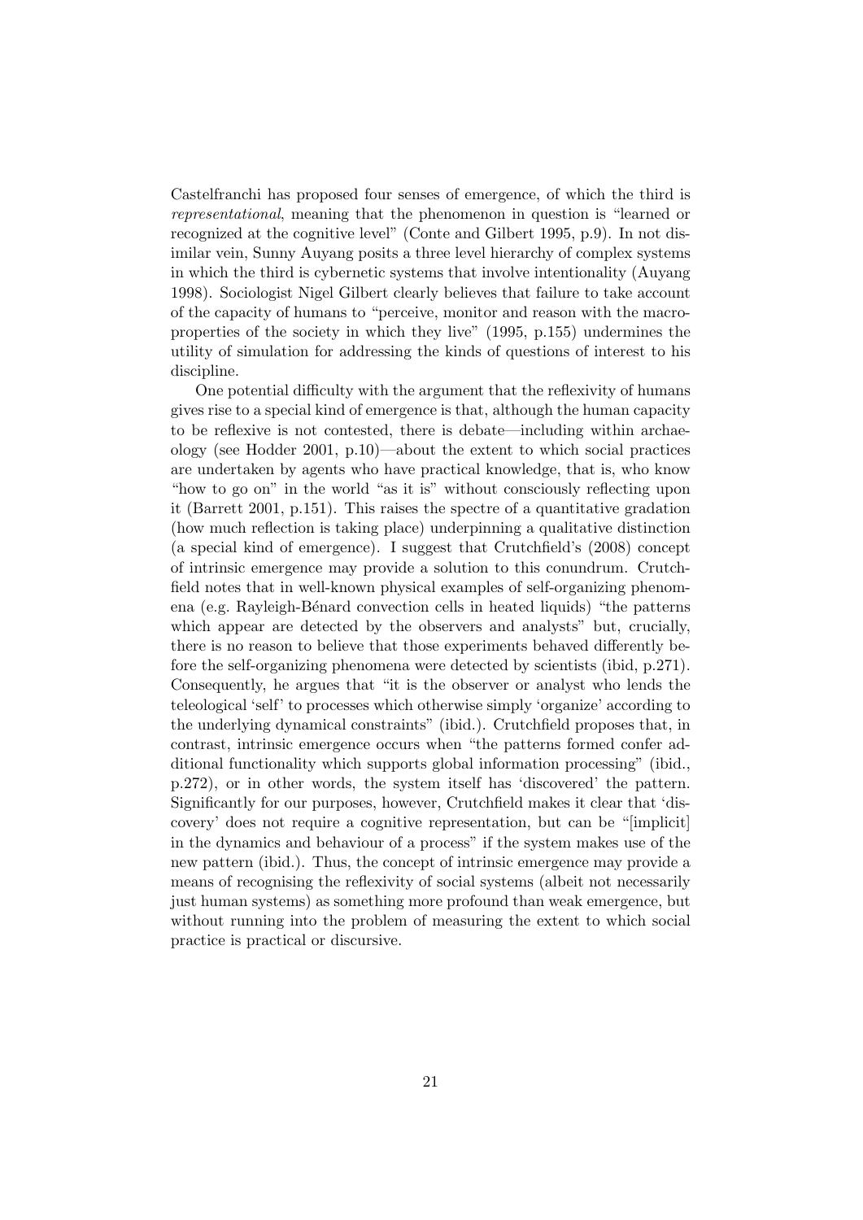Castelfranchi has proposed four senses of emergence, of which the third is *representational*, meaning that the phenomenon in question is "learned or recognized at the cognitive level" (Conte and Gilbert 1995, p.9). In not dissimilar vein, Sunny Auyang posits a three level hierarchy of complex systems in which the third is cybernetic systems that involve intentionality (Auyang 1998). Sociologist Nigel Gilbert clearly believes that failure to take account of the capacity of humans to "perceive, monitor and reason with the macro-properties of the society in which they live" (1995, p.155) undermines the utility of simulation for addressing the kinds of questions of interest to his discipline.

One potential difficulty with the argument that the reflexivity of humans gives rise to a special kind of emergence is that, although the human capacity to be reflexive is not contested, there is debate—including within archaeology (see Hodder 2001, p.10)—about the extent to which social practices are undertaken by agents who have practical knowledge, that is, who know "how to go on" in the world "as it is" without consciously reflecting upon it (Barrett 2001, p.151). This raises the spectre of a quantitative gradation (how much reflection is taking place) underpinning a qualitative distinction (a special kind of emergence). I suggest that Crutchfield's (2008) concept of intrinsic emergence may provide a solution to this conundrum. Crutchfield notes that in well-known physical examples of self-organizing phenomena (e.g. Rayleigh-Bénard convection cells in heated liquids) "the patterns which appear are detected by the observers and analysts" but, crucially, there is no reason to believe that those experiments behaved differently before the self-organizing phenomena were detected by scientists (ibid, p.271). Consequently, he argues that "it is the observer or analyst who lends the teleological 'self' to processes which otherwise simply 'organize' according to the underlying dynamical constraints" (ibid.). Crutchfield proposes that, in contrast, intrinsic emergence occurs when "the patterns formed confer additional functionality which supports global information processing" (ibid., p.272), or in other words, the system itself has 'discovered' the pattern. Significantly for our purposes, however, Crutchfield makes it clear that 'discovery' does not require a cognitive representation, but can be "[implicit] in the dynamics and behaviour of a process" if the system makes use of the new pattern (ibid.). Thus, the concept of intrinsic emergence may provide a means of recognising the reflexivity of social systems (albeit not necessarily just human systems) as something more profound than weak emergence, but without running into the problem of measuring the extent to which social practice is practical or discursive.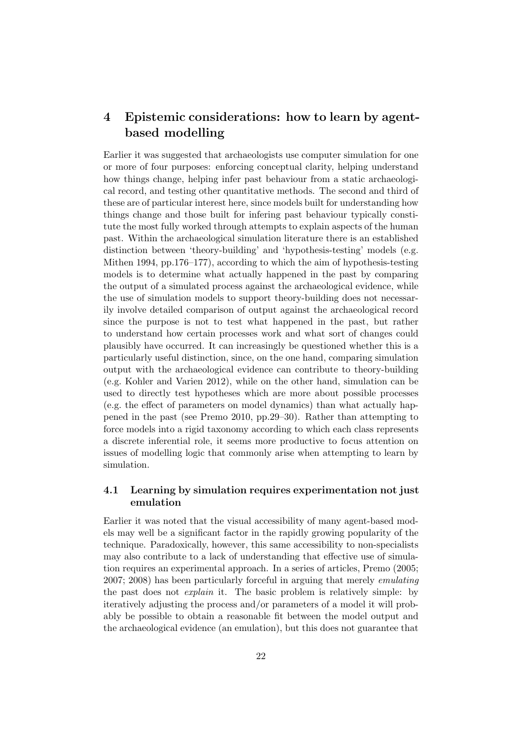# 4 Epistemic considerations: how to learn by agent-based modelling

Earlier it was suggested that archaeologists use computer simulation for one or more of four purposes: enforcing conceptual clarity, helping understand how things change, helping infer past behaviour from a static archaeological record, and testing other quantitative methods. The second and third of these are of particular interest here, since models built for understanding how things change and those built for infering past behaviour typically constitute the most fully worked through attempts to explain aspects of the human past. Within the archaeological simulation literature there is an established distinction between 'theory-building' and 'hypothesis-testing' models (e.g. Mithen 1994, pp.176–177), according to which the aim of hypothesis-testing models is to determine what actually happened in the past by comparing the output of a simulated process against the archaeological evidence, while the use of simulation models to support theory-building does not necessarily involve detailed comparison of output against the archaeological record since the purpose is not to test what happened in the past, but rather to understand how certain processes work and what sort of changes could plausibly have occurred. It can increasingly be questioned whether this is a particularly useful distinction, since, on the one hand, comparing simulation output with the archaeological evidence can contribute to theory-building (e.g. Kohler and Varien 2012), while on the other hand, simulation can be used to directly test hypotheses which are more about possible processes (e.g. the effect of parameters on model dynamics) than what actually happened in the past (see Premo 2010, pp.29–30). Rather than attempting to force models into a rigid taxonomy according to which each class represents a discrete inferential role, it seems more productive to focus attention on issues of modelling logic that commonly arise when attempting to learn by simulation.

## 4.1 Learning by simulation requires experimentation not just emulation

Earlier it was noted that the visual accessibility of many agent-based models may well be a significant factor in the rapidly growing popularity of the technique. Paradoxically, however, this same accessibility to non-specialists may also contribute to a lack of understanding that effective use of simulation requires an experimental approach. In a series of articles, Premo (2005; 2007; 2008) has been particularly forceful in arguing that merely *emulating* the past does not *explain* it. The basic problem is relatively simple: by iteratively adjusting the process and/or parameters of a model it will probably be possible to obtain a reasonable fit between the model output and the archaeological evidence (an emulation), but this does not guarantee that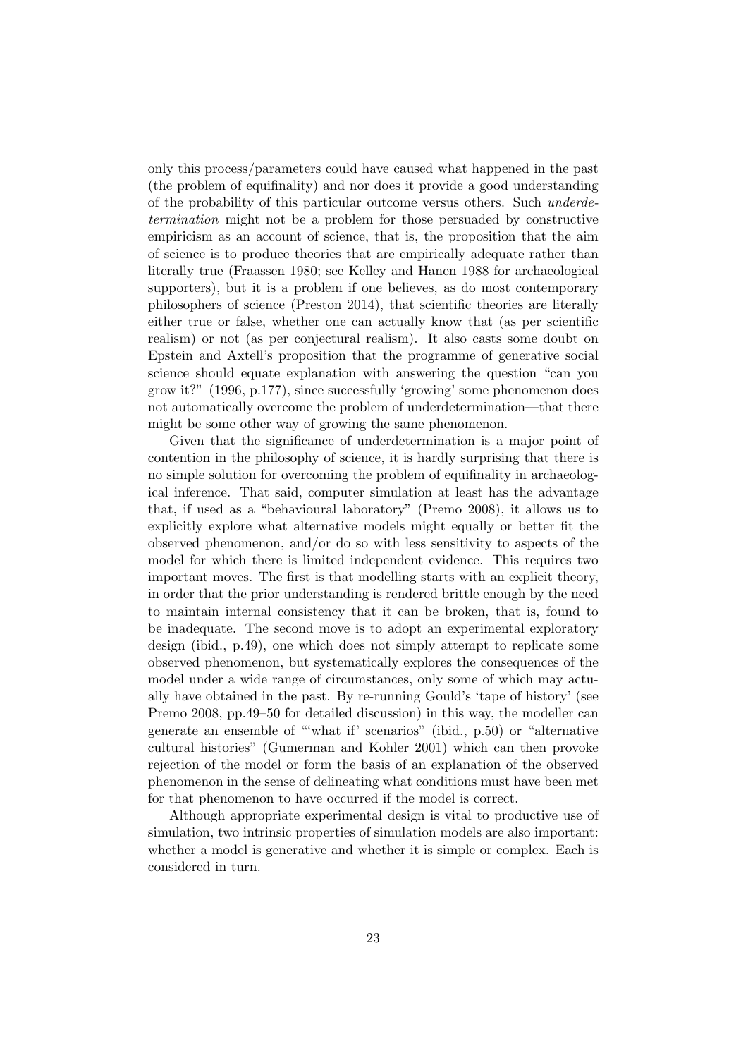only this process/parameters could have caused what happened in the past (the problem of equifinality) and nor does it provide a good understanding of the probability of this particular outcome versus others. Such *underdetermination* might not be a problem for those persuaded by constructive empiricism as an account of science, that is, the proposition that the aim of science is to produce theories that are empirically adequate rather than literally true (Fraassen 1980; see Kelley and Hanen 1988 for archaeological supporters), but it is a problem if one believes, as do most contemporary philosophers of science (Preston 2014), that scientific theories are literally either true or false, whether one can actually know that (as per scientific realism) or not (as per conjectural realism). It also casts some doubt on Epstein and Axtell's proposition that the programme of generative social science should equate explanation with answering the question "can you grow it?" (1996, p.177), since successfully 'growing' some phenomenon does not automatically overcome the problem of underdetermination—that there might be some other way of growing the same phenomenon.

Given that the significance of underdetermination is a major point of contention in the philosophy of science, it is hardly surprising that there is no simple solution for overcoming the problem of equifinality in archaeological inference. That said, computer simulation at least has the advantage that, if used as a "behavioural laboratory" (Premo 2008), it allows us to explicitly explore what alternative models might equally or better fit the observed phenomenon, and/or do so with less sensitivity to aspects of the model for which there is limited independent evidence. This requires two important moves. The first is that modelling starts with an explicit theory, in order that the prior understanding is rendered brittle enough by the need to maintain internal consistency that it can be broken, that is, found to be inadequate. The second move is to adopt an experimental exploratory design (ibid., p.49), one which does not simply attempt to replicate some observed phenomenon, but systematically explores the consequences of the model under a wide range of circumstances, only some of which may actually have obtained in the past. By re-running Gould's 'tape of history' (see Premo 2008, pp.49–50 for detailed discussion) in this way, the modeller can generate an ensemble of "'what if' scenarios" (ibid., p.50) or "alternative cultural histories" (Gumerman and Kohler 2001) which can then provoke rejection of the model or form the basis of an explanation of the observed phenomenon in the sense of delineating what conditions must have been met for that phenomenon to have occurred if the model is correct.

Although appropriate experimental design is vital to productive use of simulation, two intrinsic properties of simulation models are also important: whether a model is generative and whether it is simple or complex. Each is considered in turn.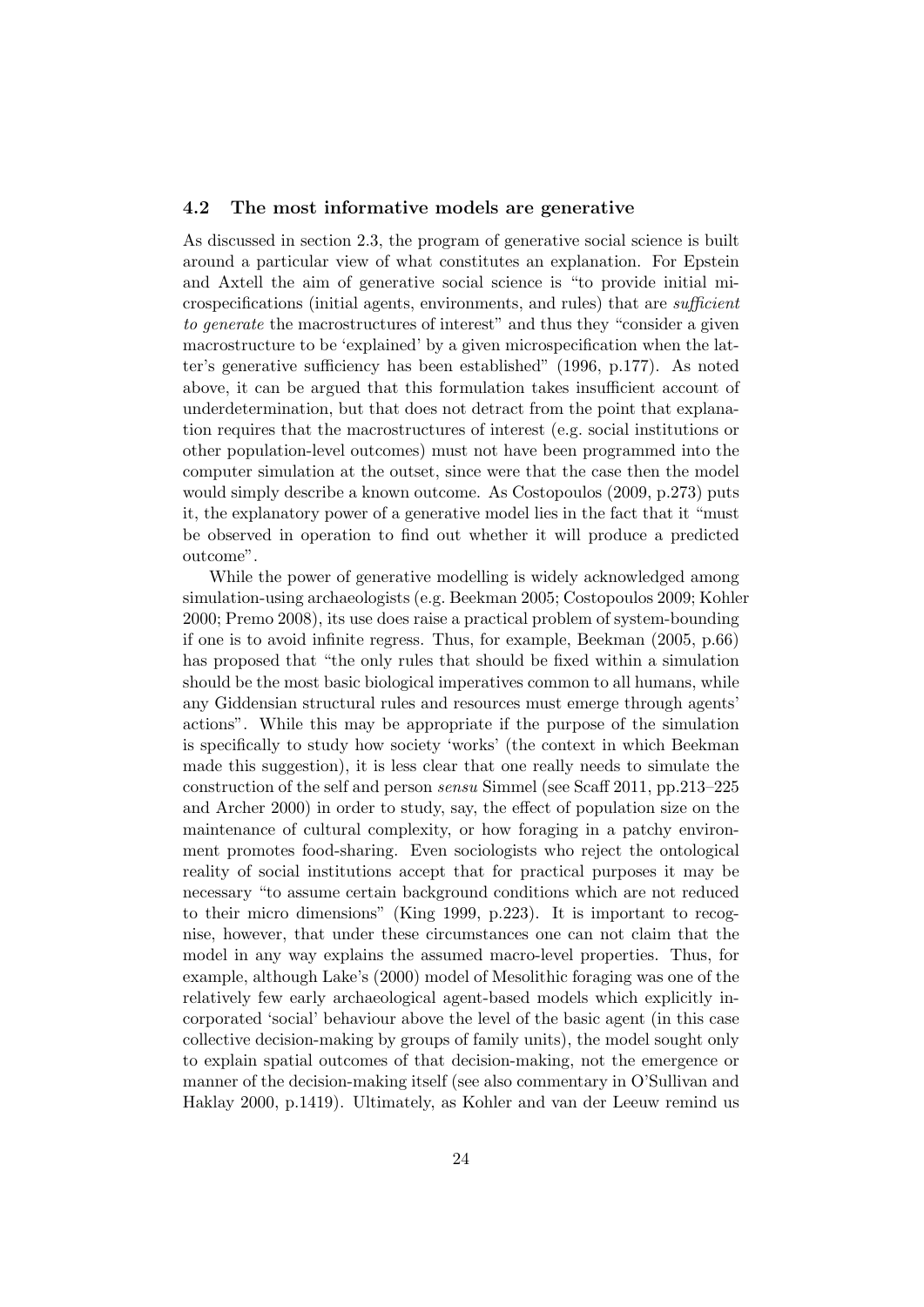### 4.2 The most informative models are generative

As discussed in section 2.3, the program of generative social science is built around a particular view of what constitutes an explanation. For Epstein and Axtell the aim of generative social science is "to provide initial microspecifications (initial agents, environments, and rules) that are *sufficient to generate* the macrostructures of interest" and thus they "consider a given macrostructure to be 'explained' by a given microspecification when the latter's generative sufficiency has been established" (1996, p.177). As noted above, it can be argued that this formulation takes insufficient account of underdetermination, but that does not detract from the point that explanation requires that the macrostructures of interest (e.g. social institutions or other population-level outcomes) must not have been programmed into the computer simulation at the outset, since were that the case then the model would simply describe a known outcome. As Costopoulos (2009, p.273) puts it, the explanatory power of a generative model lies in the fact that it "must be observed in operation to find out whether it will produce a predicted outcome".

While the power of generative modelling is widely acknowledged among simulation-using archaeologists (e.g. Beekman 2005; Costopoulos 2009; Kohler 2000; Premo 2008), its use does raise a practical problem of system-bounding if one is to avoid infinite regress. Thus, for example, Beekman (2005, p.66) has proposed that "the only rules that should be fixed within a simulation should be the most basic biological imperatives common to all humans, while any Giddensian structural rules and resources must emerge through agents' actions". While this may be appropriate if the purpose of the simulation is specifically to study how society 'works' (the context in which Beekman made this suggestion), it is less clear that one really needs to simulate the construction of the self and person *sensu* Simmel (see Scaff 2011, pp.213–225 and Archer 2000) in order to study, say, the effect of population size on the maintenance of cultural complexity, or how foraging in a patchy environment promotes food-sharing. Even sociologists who reject the ontological reality of social institutions accept that for practical purposes it may be necessary "to assume certain background conditions which are not reduced to their micro dimensions" (King 1999, p.223). It is important to recognise, however, that under these circumstances one can not claim that the model in any way explains the assumed macro-level properties. Thus, for example, although Lake's (2000) model of Mesolithic foraging was one of the relatively few early archaeological agent-based models which explicitly incorporated 'social' behaviour above the level of the basic agent (in this case collective decision-making by groups of family units), the model sought only to explain spatial outcomes of that decision-making, not the emergence or manner of the decision-making itself (see also commentary in O'Sullivan and Haklay 2000, p.1419). Ultimately, as Kohler and van der Leeuw remind us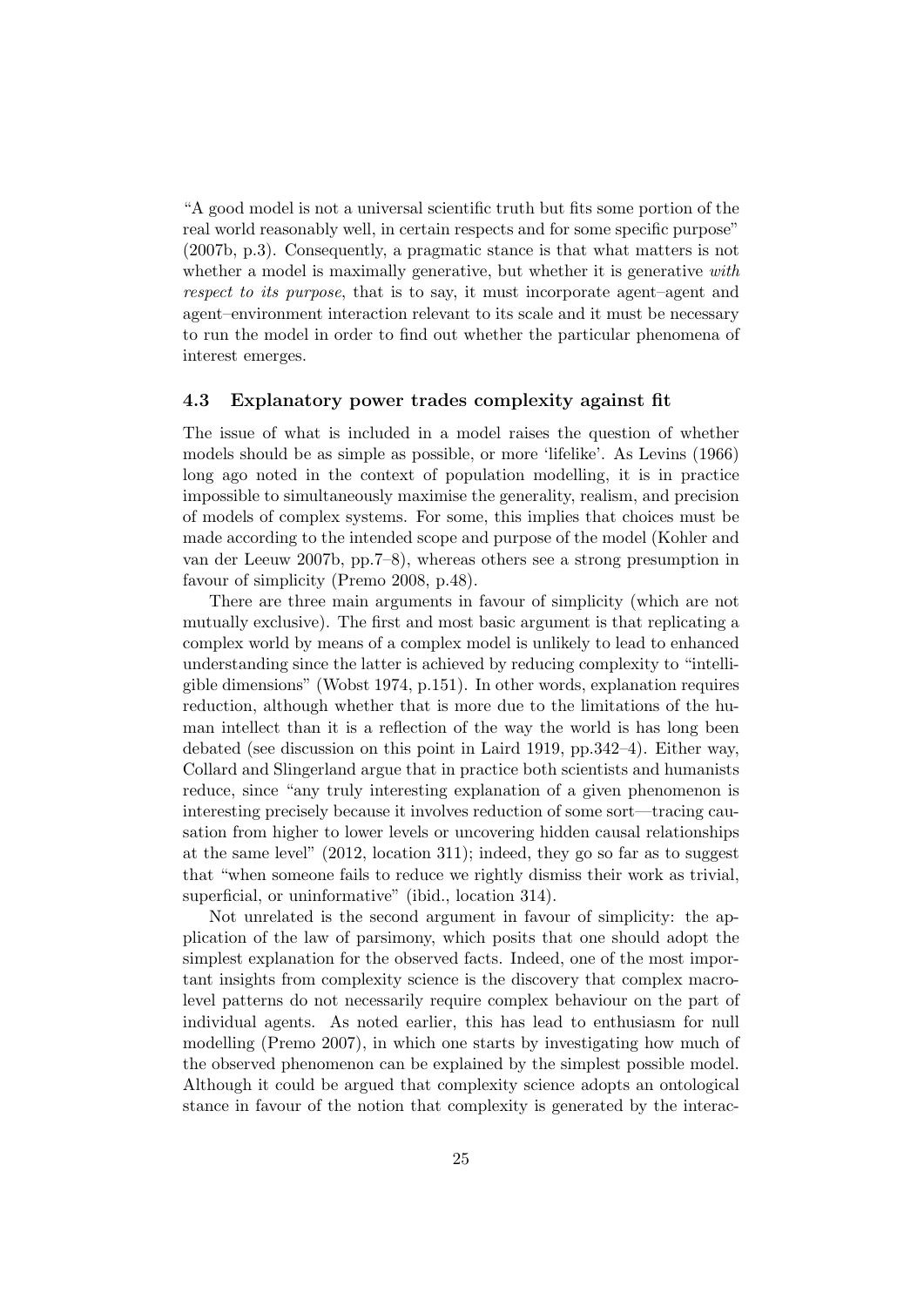"A good model is not a universal scientific truth but fits some portion of the real world reasonably well, in certain respects and for some specific purpose" (2007b, p.3). Consequently, a pragmatic stance is that what matters is not whether a model is maximally generative, but whether it is generative *with respect to its purpose*, that is to say, it must incorporate agent–agent and agent–environment interaction relevant to its scale and it must be necessary to run the model in order to find out whether the particular phenomena of interest emerges.

### 4.3 Explanatory power trades complexity against fit

The issue of what is included in a model raises the question of whether models should be as simple as possible, or more 'lifelike'. As Levins (1966) long ago noted in the context of population modelling, it is in practice impossible to simultaneously maximise the generality, realism, and precision of models of complex systems. For some, this implies that choices must be made according to the intended scope and purpose of the model (Kohler and van der Leeuw 2007b, pp.7–8), whereas others see a strong presumption in favour of simplicity (Premo 2008, p.48).

There are three main arguments in favour of simplicity (which are not mutually exclusive). The first and most basic argument is that replicating a complex world by means of a complex model is unlikely to lead to enhanced understanding since the latter is achieved by reducing complexity to "intelligible dimensions" (Wobst 1974, p.151). In other words, explanation requires reduction, although whether that is more due to the limitations of the human intellect than it is a reflection of the way the world is has long been debated (see discussion on this point in Laird 1919, pp.342–4). Either way, Collard and Slingerland argue that in practice both scientists and humanists reduce, since "any truly interesting explanation of a given phenomenon is interesting precisely because it involves reduction of some sort—tracing causation from higher to lower levels or uncovering hidden causal relationships at the same level" (2012, location 311); indeed, they go so far as to suggest that "when someone fails to reduce we rightly dismiss their work as trivial, superficial, or uninformative" (ibid., location 314).

Not unrelated is the second argument in favour of simplicity: the application of the law of parsimony, which posits that one should adopt the simplest explanation for the observed facts. Indeed, one of the most important insights from complexity science is the discovery that complex macro-level patterns do not necessarily require complex behaviour on the part of individual agents. As noted earlier, this has lead to enthusiasm for null modelling (Premo 2007), in which one starts by investigating how much of the observed phenomenon can be explained by the simplest possible model. Although it could be argued that complexity science adopts an ontological stance in favour of the notion that complexity is generated by the interac-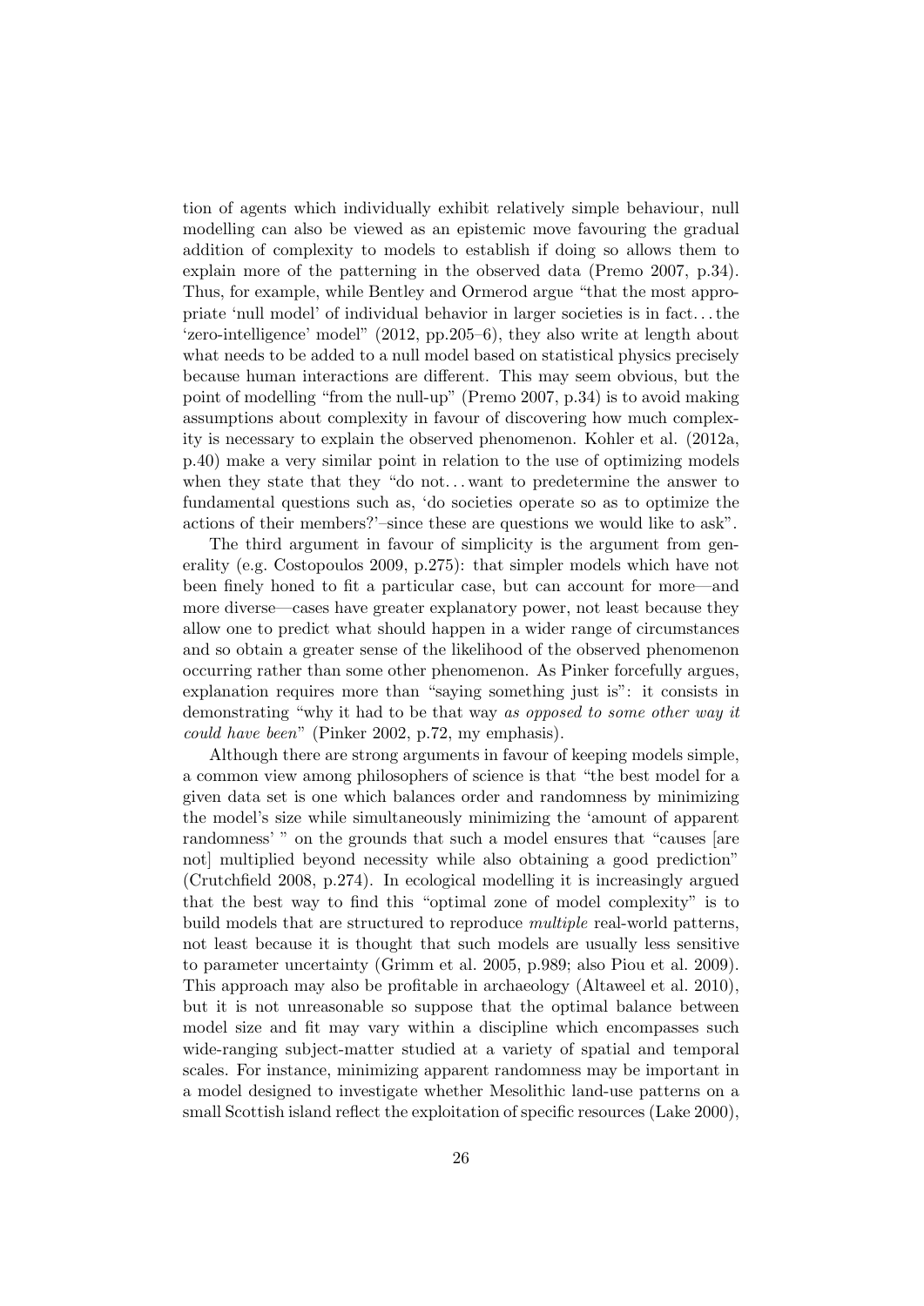tion of agents which individually exhibit relatively simple behaviour, null modelling can also be viewed as an epistemic move favouring the gradual addition of complexity to models to establish if doing so allows them to explain more of the patterning in the observed data (Premo 2007, p.34). Thus, for example, while Bentley and Ormerod argue "that the most appropriate 'null model' of individual behavior in larger societies is in fact... the 'zero-intelligence' model" (2012, pp.205–6), they also write at length about what needs to be added to a null model based on statistical physics precisely because human interactions are different. This may seem obvious, but the point of modelling "from the null-up" (Premo 2007, p.34) is to avoid making assumptions about complexity in favour of discovering how much complexity is necessary to explain the observed phenomenon. Kohler et al. (2012a, p.40) make a very similar point in relation to the use of optimizing models when they state that they "do not... want to predetermine the answer to fundamental questions such as, 'do societies operate so as to optimize the actions of their members?'–since these are questions we would like to ask".

The third argument in favour of simplicity is the argument from generality (e.g. Costopoulos 2009, p.275): that simpler models which have not been finely honed to fit a particular case, but can account for more—and more diverse—cases have greater explanatory power, not least because they allow one to predict what should happen in a wider range of circumstances and so obtain a greater sense of the likelihood of the observed phenomenon occurring rather than some other phenomenon. As Pinker forcefully argues, explanation requires more than "saying something just is": it consists in demonstrating "why it had to be that way *as opposed to some other way it could have been*" (Pinker 2002, p.72, my emphasis).

Although there are strong arguments in favour of keeping models simple, a common view among philosophers of science is that "the best model for a given data set is one which balances order and randomness by minimizing the model's size while simultaneously minimizing the 'amount of apparent randomness' " on the grounds that such a model ensures that "causes [are not] multiplied beyond necessity while also obtaining a good prediction" (Crutchfield 2008, p.274). In ecological modelling it is increasingly argued that the best way to find this "optimal zone of model complexity" is to build models that are structured to reproduce *multiple* real-world patterns, not least because it is thought that such models are usually less sensitive to parameter uncertainty (Grimm et al. 2005, p.989; also Piou et al. 2009). This approach may also be profitable in archaeology (Altaweel et al. 2010), but it is not unreasonable so suppose that the optimal balance between model size and fit may vary within a discipline which encompasses such wide-ranging subject-matter studied at a variety of spatial and temporal scales. For instance, minimizing apparent randomness may be important in a model designed to investigate whether Mesolithic land-use patterns on a small Scottish island reflect the exploitation of specific resources (Lake 2000),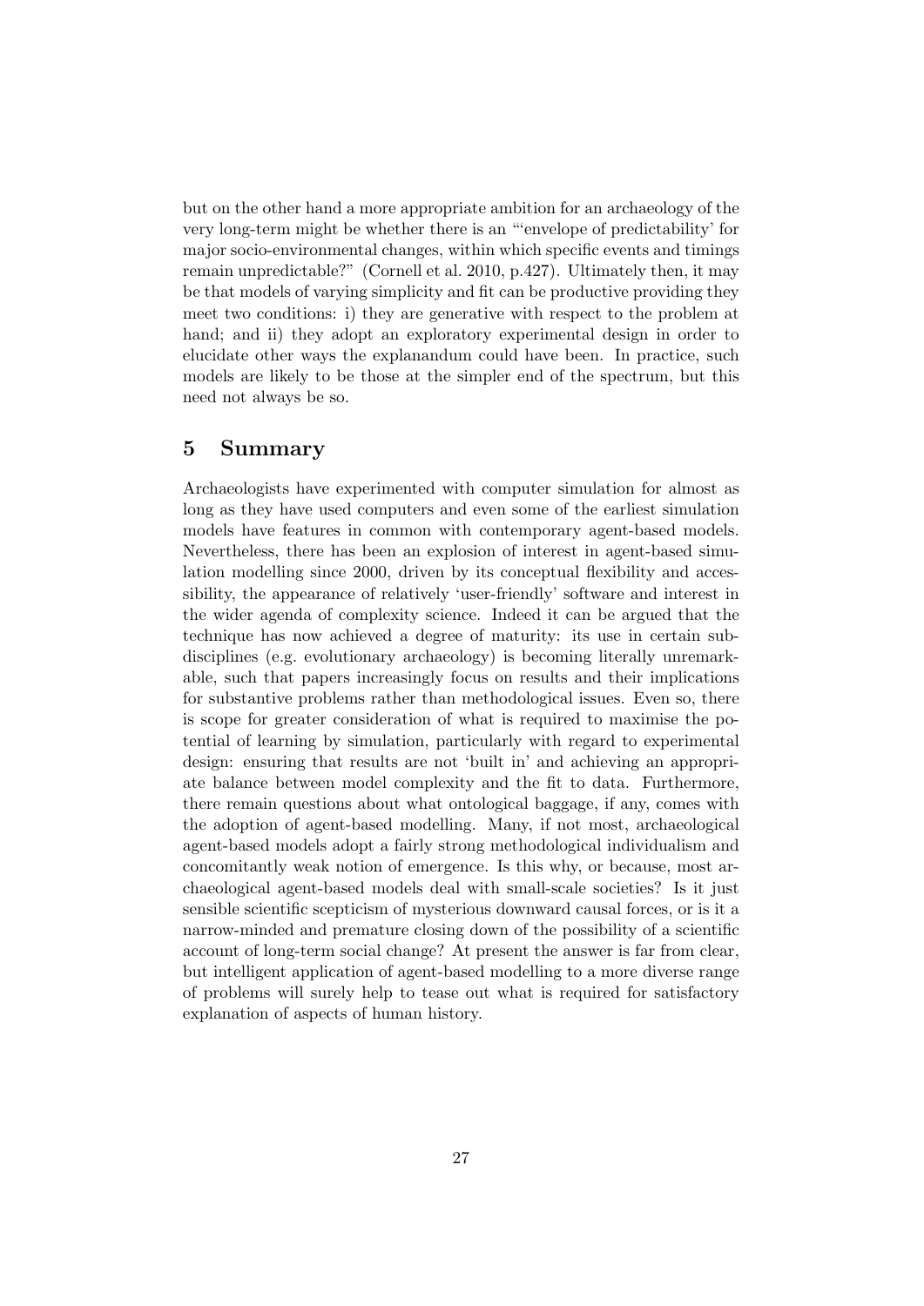but on the other hand a more appropriate ambition for an archaeology of the very long-term might be whether there is an "'envelope of predictability' for major socio-environmental changes, within which specific events and timings remain unpredictable?" (Cornell et al. 2010, p.427). Ultimately then, it may be that models of varying simplicity and fit can be productive providing they meet two conditions: i) they are generative with respect to the problem at hand; and ii) they adopt an exploratory experimental design in order to elucidate other ways the explanandum could have been. In practice, such models are likely to be those at the simpler end of the spectrum, but this need not always be so.

## 5 Summary

Archaeologists have experimented with computer simulation for almost as long as they have used computers and even some of the earliest simulation models have features in common with contemporary agent-based models. Nevertheless, there has been an explosion of interest in agent-based simulation modelling since 2000, driven by its conceptual flexibility and accessibility, the appearance of relatively 'user-friendly' software and interest in the wider agenda of complexity science. Indeed it can be argued that the technique has now achieved a degree of maturity: its use in certain subdisciplines (e.g. evolutionary archaeology) is becoming literally unremarkable, such that papers increasingly focus on results and their implications for substantive problems rather than methodological issues. Even so, there is scope for greater consideration of what is required to maximise the potential of learning by simulation, particularly with regard to experimental design: ensuring that results are not 'built in' and achieving an appropriate balance between model complexity and the fit to data. Furthermore, there remain questions about what ontological baggage, if any, comes with the adoption of agent-based modelling. Many, if not most, archaeological agent-based models adopt a fairly strong methodological individualism and concomitantly weak notion of emergence. Is this why, or because, most archaeological agent-based models deal with small-scale societies? Is it just sensible scientific scepticism of mysterious downward causal forces, or is it a narrow-minded and premature closing down of the possibility of a scientific account of long-term social change? At present the answer is far from clear, but intelligent application of agent-based modelling to a more diverse range of problems will surely help to tease out what is required for satisfactory explanation of aspects of human history.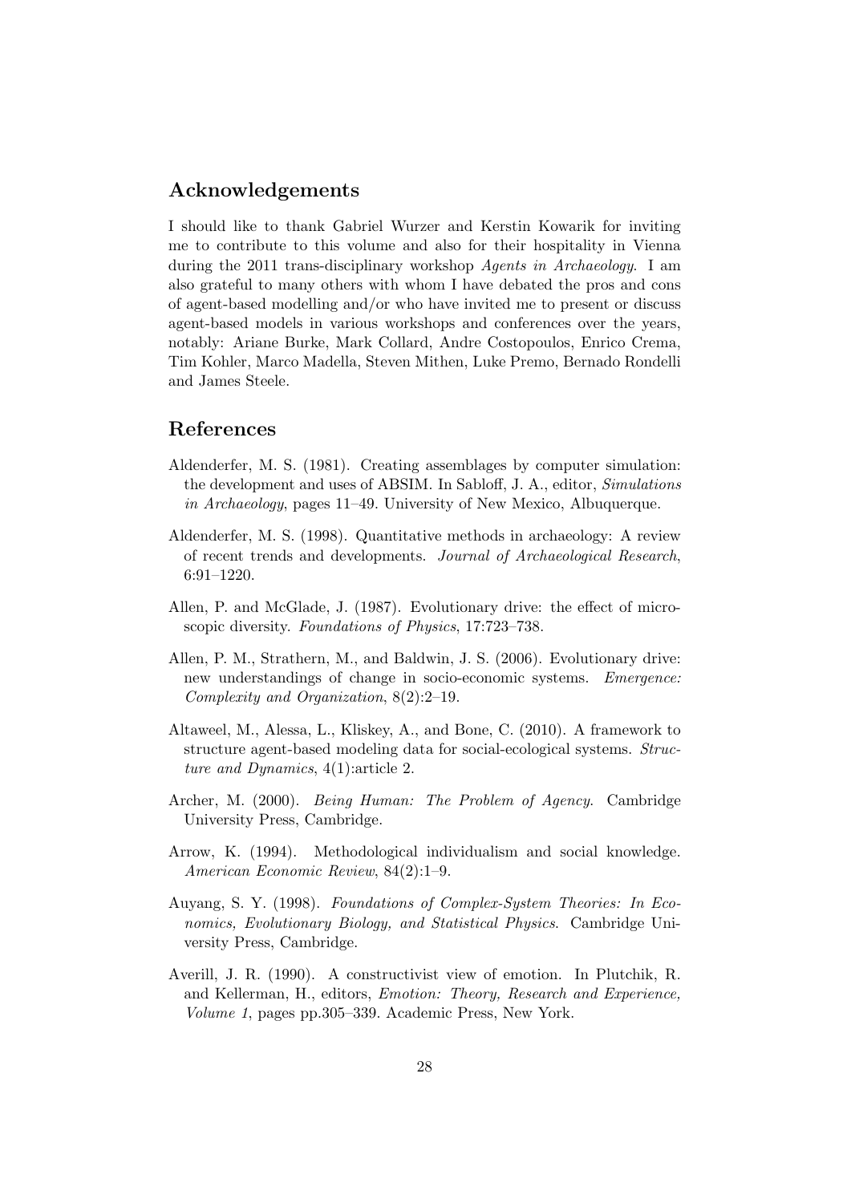## Acknowledgements

I should like to thank Gabriel Wurzer and Kerstin Kowarik for inviting me to contribute to this volume and also for their hospitality in Vienna during the 2011 trans-disciplinary workshop *Agents in Archaeology*. I am also grateful to many others with whom I have debated the pros and cons of agent-based modelling and/or who have invited me to present or discuss agent-based models in various workshops and conferences over the years, notably: Ariane Burke, Mark Collard, Andre Costopoulos, Enrico Crema, Tim Kohler, Marco Madella, Steven Mithen, Luke Premo, Bernado Rondelli and James Steele.

## References

Aldenderfer, M. S. (1981). Creating assemblages by computer simulation: the development and uses of ABSIM. In Sabloff, J. A., editor, *Simulations in Archaeology*, pages 11–49. University of New Mexico, Albuquerque.

Aldenderfer, M. S. (1998). Quantitative methods in archaeology: A review of recent trends and developments. *Journal of Archaeological Research*, 6:91–1220.

Allen, P. and McGlade, J. (1987). Evolutionary drive: the effect of microscopic diversity. *Foundations of Physics*, 17:723–738.

Allen, P. M., Strathern, M., and Baldwin, J. S. (2006). Evolutionary drive: new understandings of change in socio-economic systems. *Emergence: Complexity and Organization*, 8(2):2–19.

Altaweel, M., Alessa, L., Kliskey, A., and Bone, C. (2010). A framework to structure agent-based modeling data for social-ecological systems. *Structure and Dynamics*, 4(1):article 2.

Archer, M. (2000). *Being Human: The Problem of Agency*. Cambridge University Press, Cambridge.

Arrow, K. (1994). Methodological individualism and social knowledge. *American Economic Review*, 84(2):1–9.

Auyang, S. Y. (1998). *Foundations of Complex-System Theories: In Economics, Evolutionary Biology, and Statistical Physics*. Cambridge University Press, Cambridge.

Averill, J. R. (1990). A constructivist view of emotion. In Plutchik, R. and Kellerman, H., editors, *Emotion: Theory, Research and Experience, Volume 1*, pages pp.305–339. Academic Press, New York.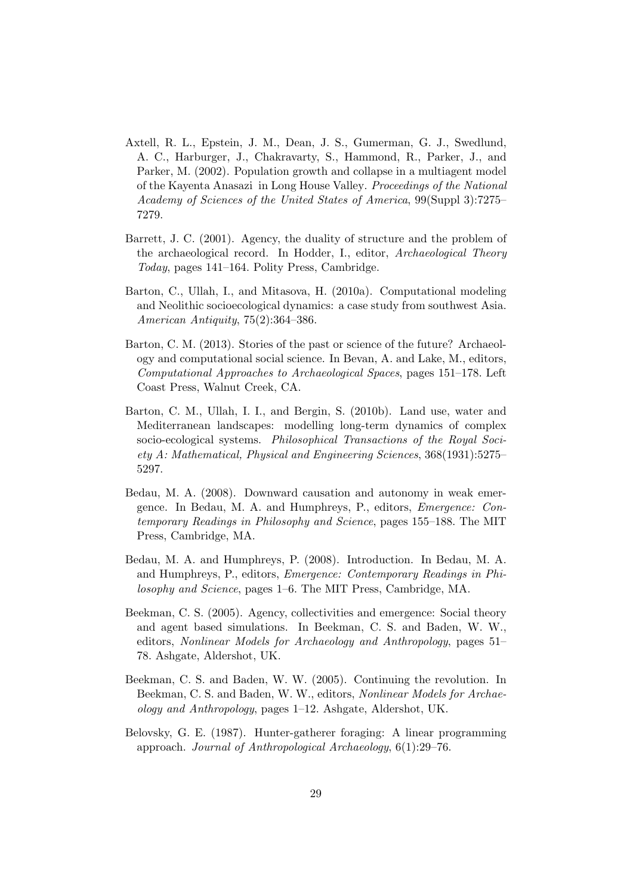Axtell, R. L., Epstein, J. M., Dean, J. S., Gumerman, G. J., Swedlund, A. C., Harburger, J., Chakravarty, S., Hammond, R., Parker, J., and Parker, M. (2002). Population growth and collapse in a multiagent model of the Kayenta Anasazi in Long House Valley. *Proceedings of the National Academy of Sciences of the United States of America*, 99(Suppl 3):7275–7279.

Barrett, J. C. (2001). Agency, the duality of structure and the problem of the archaeological record. In Hodder, I., editor, *Archaeological Theory Today*, pages 141–164. Polity Press, Cambridge.

Barton, C., Ullah, I., and Mitasova, H. (2010a). Computational modeling and Neolithic socioecological dynamics: a case study from southwest Asia. *American Antiquity*, 75(2):364–386.

Barton, C. M. (2013). Stories of the past or science of the future? Archaeology and computational social science. In Bevan, A. and Lake, M., editors, *Computational Approaches to Archaeological Spaces*, pages 151–178. Left Coast Press, Walnut Creek, CA.

Barton, C. M., Ullah, I. I., and Bergin, S. (2010b). Land use, water and Mediterranean landscapes: modelling long-term dynamics of complex socio-ecological systems. *Philosophical Transactions of the Royal Society A: Mathematical, Physical and Engineering Sciences*, 368(1931):5275–5297.

Bedau, M. A. (2008). Downward causation and autonomy in weak emergence. In Bedau, M. A. and Humphreys, P., editors, *Emergence: Contemporary Readings in Philosophy and Science*, pages 155–188. The MIT Press, Cambridge, MA.

Bedau, M. A. and Humphreys, P. (2008). Introduction. In Bedau, M. A. and Humphreys, P., editors, *Emergence: Contemporary Readings in Philosophy and Science*, pages 1–6. The MIT Press, Cambridge, MA.

Beekman, C. S. (2005). Agency, collectivities and emergence: Social theory and agent based simulations. In Beekman, C. S. and Baden, W. W., editors, *Nonlinear Models for Archaeology and Anthropology*, pages 51–78. Ashgate, Aldershot, UK.

Beekman, C. S. and Baden, W. W. (2005). Continuing the revolution. In Beekman, C. S. and Baden, W. W., editors, *Nonlinear Models for Archaeology and Anthropology*, pages 1–12. Ashgate, Aldershot, UK.

Belovsky, G. E. (1987). Hunter-gatherer foraging: A linear programming approach. *Journal of Anthropological Archaeology*, 6(1):29–76.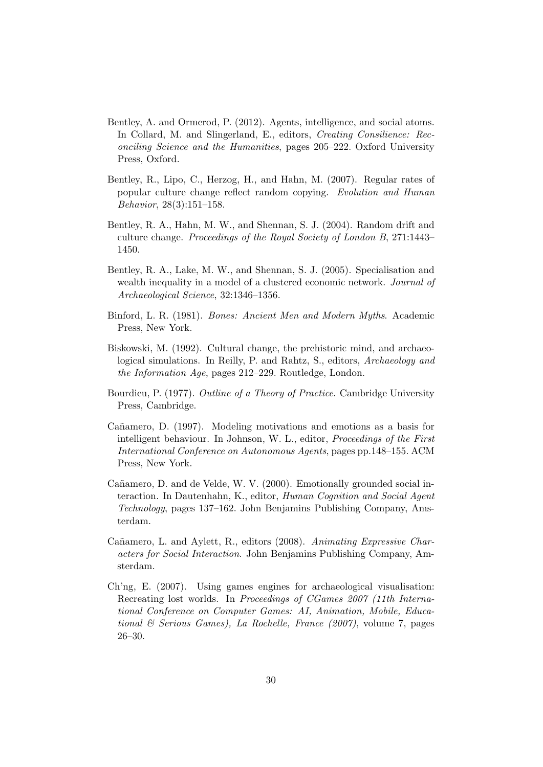Bentley, A. and Ormerod, P. (2012). Agents, intelligence, and social atoms. In Collard, M. and Slingerland, E., editors, *Creating Consilience: Reconciling Science and the Humanities*, pages 205–222. Oxford University Press, Oxford.

Bentley, R., Lipo, C., Herzog, H., and Hahn, M. (2007). Regular rates of popular culture change reflect random copying. *Evolution and Human Behavior*, 28(3):151–158.

Bentley, R. A., Hahn, M. W., and Shennan, S. J. (2004). Random drift and culture change. *Proceedings of the Royal Society of London B*, 271:1443–1450.

Bentley, R. A., Lake, M. W., and Shennan, S. J. (2005). Specialisation and wealth inequality in a model of a clustered economic network. *Journal of Archaeological Science*, 32:1346–1356.

Binford, L. R. (1981). *Bones: Ancient Men and Modern Myths*. Academic Press, New York.

Biskowski, M. (1992). Cultural change, the prehistoric mind, and archaeological simulations. In Reilly, P. and Rahtz, S., editors, *Archaeology and the Information Age*, pages 212–229. Routledge, London.

Bourdieu, P. (1977). *Outline of a Theory of Practice*. Cambridge University Press, Cambridge.

Cañamero, D. (1997). Modeling motivations and emotions as a basis for intelligent behaviour. In Johnson, W. L., editor, *Proceedings of the First International Conference on Autonomous Agents*, pages pp.148–155. ACM Press, New York.

Cañamero, D. and de Velde, W. V. (2000). Emotionally grounded social interaction. In Dautenhahn, K., editor, *Human Cognition and Social Agent Technology*, pages 137–162. John Benjamins Publishing Company, Amsterdam.

Cañamero, L. and Aylett, R., editors (2008). *Animating Expressive Characters for Social Interaction*. John Benjamins Publishing Company, Amsterdam.

Ch'ng, E. (2007). Using games engines for archaeological visualisation: Recreating lost worlds. In *Proceedings of CGames 2007 (11th International Conference on Computer Games: AI, Animation, Mobile, Educational & Serious Games), La Rochelle, France (2007)*, volume 7, pages 26–30.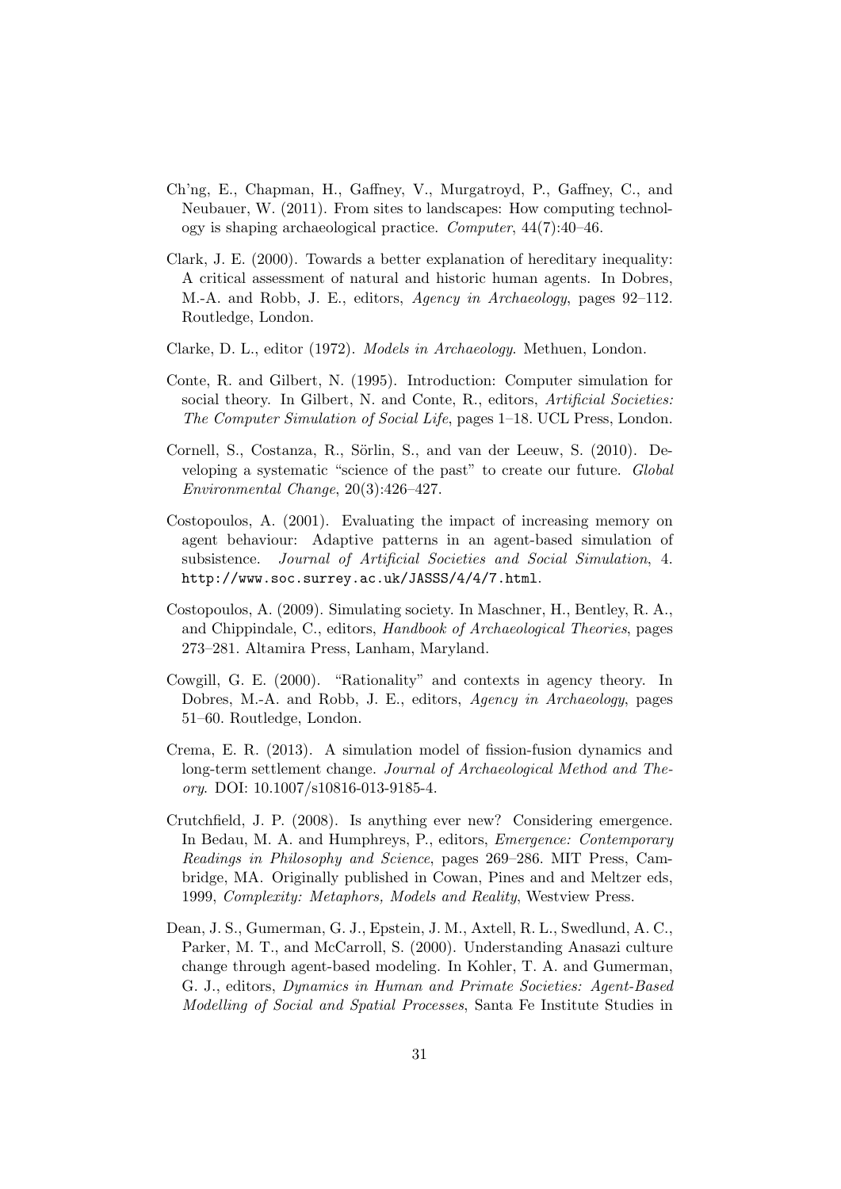Ch'ng, E., Chapman, H., Gaffney, V., Murgatroyd, P., Gaffney, C., and Neubauer, W. (2011). From sites to landscapes: How computing technology is shaping archaeological practice. *Computer*, 44(7):40–46.

Clark, J. E. (2000). Towards a better explanation of hereditary inequality: A critical assessment of natural and historic human agents. In Dobres, M.-A. and Robb, J. E., editors, *Agency in Archaeology*, pages 92–112. Routledge, London.

Clarke, D. L., editor (1972). *Models in Archaeology*. Methuen, London.

Conte, R. and Gilbert, N. (1995). Introduction: Computer simulation for social theory. In Gilbert, N. and Conte, R., editors, *Artificial Societies: The Computer Simulation of Social Life*, pages 1–18. UCL Press, London.

Cornell, S., Costanza, R., Sörlin, S., and van der Leeuw, S. (2010). Developing a systematic "science of the past" to create our future. *Global Environmental Change*, 20(3):426–427.

Costopoulos, A. (2001). Evaluating the impact of increasing memory on agent behaviour: Adaptive patterns in an agent-based simulation of subsistence. *Journal of Artificial Societies and Social Simulation*, 4. `http://www.soc.surrey.ac.uk/JASSS/4/4/7.html`.

Costopoulos, A. (2009). Simulating society. In Maschner, H., Bentley, R. A., and Chippindale, C., editors, *Handbook of Archaeological Theories*, pages 273–281. Altamira Press, Lanham, Maryland.

Cowgill, G. E. (2000). "Rationality" and contexts in agency theory. In Dobres, M.-A. and Robb, J. E., editors, *Agency in Archaeology*, pages 51–60. Routledge, London.

Crema, E. R. (2013). A simulation model of fission-fusion dynamics and long-term settlement change. *Journal of Archaeological Method and Theory*. DOI: 10.1007/s10816-013-9185-4.

Crutchfield, J. P. (2008). Is anything ever new? Considering emergence. In Bedau, M. A. and Humphreys, P., editors, *Emergence: Contemporary Readings in Philosophy and Science*, pages 269–286. MIT Press, Cambridge, MA. Originally published in Cowan, Pines and and Meltzer eds, 1999, *Complexity: Metaphors, Models and Reality*, Westview Press.

Dean, J. S., Gumerman, G. J., Epstein, J. M., Axtell, R. L., Swedlund, A. C., Parker, M. T., and McCarroll, S. (2000). Understanding Anasazi culture change through agent-based modeling. In Kohler, T. A. and Gumerman, G. J., editors, *Dynamics in Human and Primate Societies: Agent-Based Modelling of Social and Spatial Processes*, Santa Fe Institute Studies in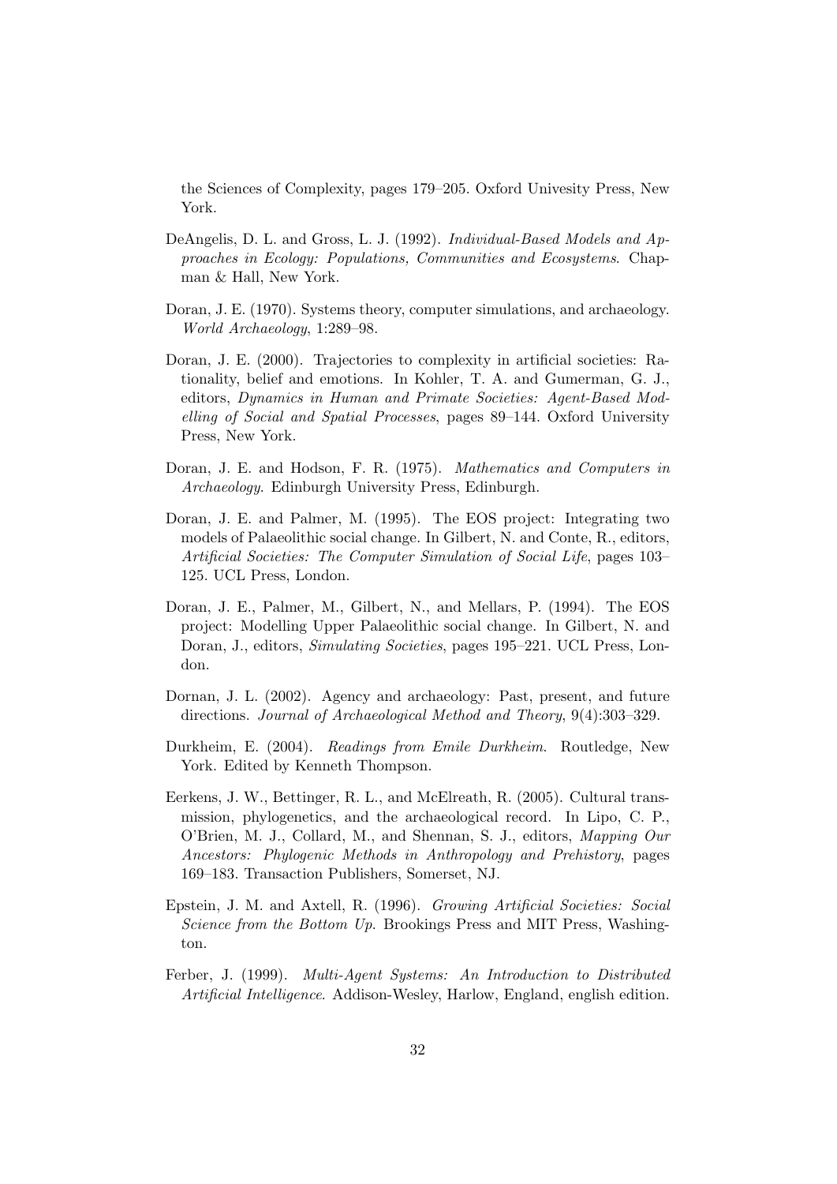the Sciences of Complexity, pages 179–205. Oxford Univesity Press, New York.

DeAngelis, D. L. and Gross, L. J. (1992). *Individual-Based Models and Approaches in Ecology: Populations, Communities and Ecosystems*. Chapman & Hall, New York.

Doran, J. E. (1970). Systems theory, computer simulations, and archaeology. *World Archaeology*, 1:289–98.

Doran, J. E. (2000). Trajectories to complexity in artificial societies: Rationality, belief and emotions. In Kohler, T. A. and Gumerman, G. J., editors, *Dynamics in Human and Primate Societies: Agent-Based Modelling of Social and Spatial Processes*, pages 89–144. Oxford University Press, New York.

Doran, J. E. and Hodson, F. R. (1975). *Mathematics and Computers in Archaeology*. Edinburgh University Press, Edinburgh.

Doran, J. E. and Palmer, M. (1995). The EOS project: Integrating two models of Palaeolithic social change. In Gilbert, N. and Conte, R., editors, *Artificial Societies: The Computer Simulation of Social Life*, pages 103–125. UCL Press, London.

Doran, J. E., Palmer, M., Gilbert, N., and Mellars, P. (1994). The EOS project: Modelling Upper Palaeolithic social change. In Gilbert, N. and Doran, J., editors, *Simulating Societies*, pages 195–221. UCL Press, London.

Dornan, J. L. (2002). Agency and archaeology: Past, present, and future directions. *Journal of Archaeological Method and Theory*, 9(4):303–329.

Durkheim, E. (2004). *Readings from Emile Durkheim*. Routledge, New York. Edited by Kenneth Thompson.

Eerkens, J. W., Bettinger, R. L., and McElreath, R. (2005). Cultural transmission, phylogenetics, and the archaeological record. In Lipo, C. P., O'Brien, M. J., Collard, M., and Shennan, S. J., editors, *Mapping Our Ancestors: Phylogenic Methods in Anthropology and Prehistory*, pages 169–183. Transaction Publishers, Somerset, NJ.

Epstein, J. M. and Axtell, R. (1996). *Growing Artificial Societies: Social Science from the Bottom Up*. Brookings Press and MIT Press, Washington.

Ferber, J. (1999). *Multi-Agent Systems: An Introduction to Distributed Artificial Intelligence*. Addison-Wesley, Harlow, England, english edition.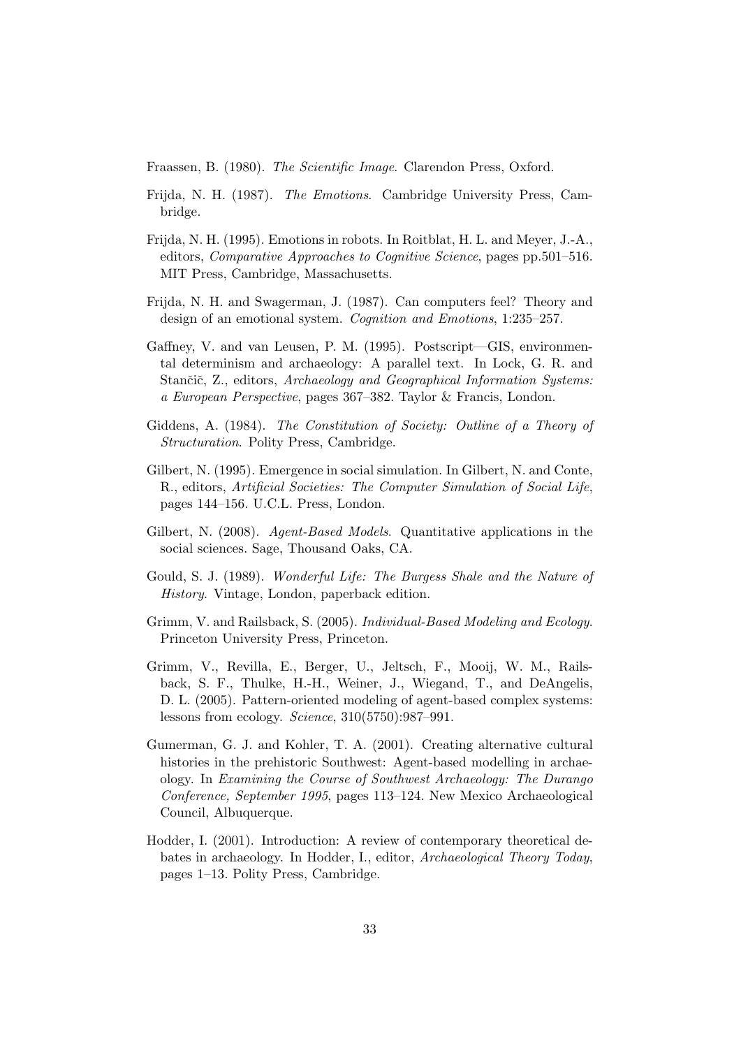Fraassen, B. (1980). *The Scientific Image*. Clarendon Press, Oxford.

Frijda, N. H. (1987). *The Emotions*. Cambridge University Press, Cambridge.

Frijda, N. H. (1995). Emotions in robots. In Roitblat, H. L. and Meyer, J.-A., editors, *Comparative Approaches to Cognitive Science*, pages pp.501–516. MIT Press, Cambridge, Massachusetts.

Frijda, N. H. and Swagerman, J. (1987). Can computers feel? Theory and design of an emotional system. *Cognition and Emotions*, 1:235–257.

Gaffney, V. and van Leusen, P. M. (1995). Postscript—GIS, environmental determinism and archaeology: A parallel text. In Lock, G. R. and Stančič, Z., editors, *Archaeology and Geographical Information Systems: a European Perspective*, pages 367–382. Taylor & Francis, London.

Giddens, A. (1984). *The Constitution of Society: Outline of a Theory of Structuration*. Polity Press, Cambridge.

Gilbert, N. (1995). Emergence in social simulation. In Gilbert, N. and Conte, R., editors, *Artificial Societies: The Computer Simulation of Social Life*, pages 144–156. U.C.L. Press, London.

Gilbert, N. (2008). *Agent-Based Models*. Quantitative applications in the social sciences. Sage, Thousand Oaks, CA.

Gould, S. J. (1989). *Wonderful Life: The Burgess Shale and the Nature of History*. Vintage, London, paperback edition.

Grimm, V. and Railsback, S. (2005). *Individual-Based Modeling and Ecology*. Princeton University Press, Princeton.

Grimm, V., Revilla, E., Berger, U., Jeltsch, F., Mooij, W. M., Railsback, S. F., Thulke, H.-H., Weiner, J., Wiegand, T., and DeAngelis, D. L. (2005). Pattern-oriented modeling of agent-based complex systems: lessons from ecology. *Science*, 310(5750):987–991.

Gumerman, G. J. and Kohler, T. A. (2001). Creating alternative cultural histories in the prehistoric Southwest: Agent-based modelling in archaeology. In *Examining the Course of Southwest Archaeology: The Durango Conference, September 1995*, pages 113–124. New Mexico Archaeological Council, Albuquerque.

Hodder, I. (2001). Introduction: A review of contemporary theoretical debates in archaeology. In Hodder, I., editor, *Archaeological Theory Today*, pages 1–13. Polity Press, Cambridge.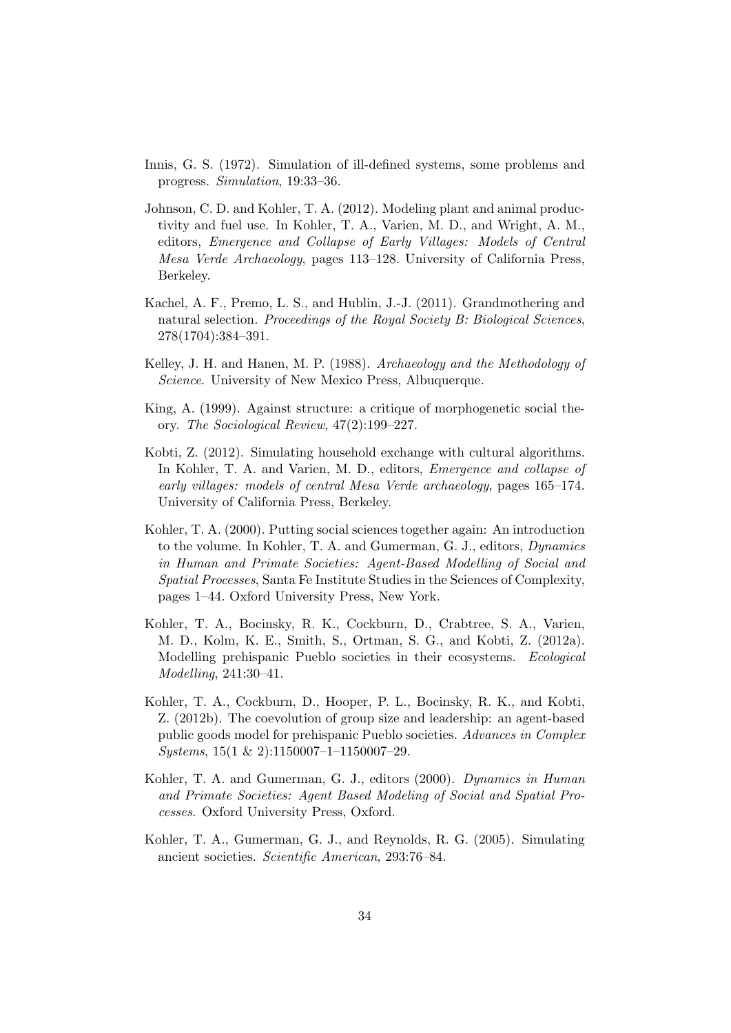Innis, G. S. (1972). Simulation of ill-defined systems, some problems and progress. *Simulation*, 19:33–36.

Johnson, C. D. and Kohler, T. A. (2012). Modeling plant and animal productivity and fuel use. In Kohler, T. A., Varien, M. D., and Wright, A. M., editors, *Emergence and Collapse of Early Villages: Models of Central Mesa Verde Archaeology*, pages 113–128. University of California Press, Berkeley.

Kachel, A. F., Premo, L. S., and Hublin, J.-J. (2011). Grandmothering and natural selection. *Proceedings of the Royal Society B: Biological Sciences*, 278(1704):384–391.

Kelley, J. H. and Hanen, M. P. (1988). *Archaeology and the Methodology of Science*. University of New Mexico Press, Albuquerque.

King, A. (1999). Against structure: a critique of morphogenetic social theory. *The Sociological Review*, 47(2):199–227.

Kobti, Z. (2012). Simulating household exchange with cultural algorithms. In Kohler, T. A. and Varien, M. D., editors, *Emergence and collapse of early villages: models of central Mesa Verde archaeology*, pages 165–174. University of California Press, Berkeley.

Kohler, T. A. (2000). Putting social sciences together again: An introduction to the volume. In Kohler, T. A. and Gumerman, G. J., editors, *Dynamics in Human and Primate Societies: Agent-Based Modelling of Social and Spatial Processes*, Santa Fe Institute Studies in the Sciences of Complexity, pages 1–44. Oxford University Press, New York.

Kohler, T. A., Bocinsky, R. K., Cockburn, D., Crabtree, S. A., Varien, M. D., Kolm, K. E., Smith, S., Ortman, S. G., and Kobti, Z. (2012a). Modelling prehispanic Pueblo societies in their ecosystems. *Ecological Modelling*, 241:30–41.

Kohler, T. A., Cockburn, D., Hooper, P. L., Bocinsky, R. K., and Kobti, Z. (2012b). The coevolution of group size and leadership: an agent-based public goods model for prehispanic Pueblo societies. *Advances in Complex Systems*, 15(1 & 2):1150007–1–1150007–29.

Kohler, T. A. and Gumerman, G. J., editors (2000). *Dynamics in Human and Primate Societies: Agent Based Modeling of Social and Spatial Processes*. Oxford University Press, Oxford.

Kohler, T. A., Gumerman, G. J., and Reynolds, R. G. (2005). Simulating ancient societies. *Scientific American*, 293:76–84.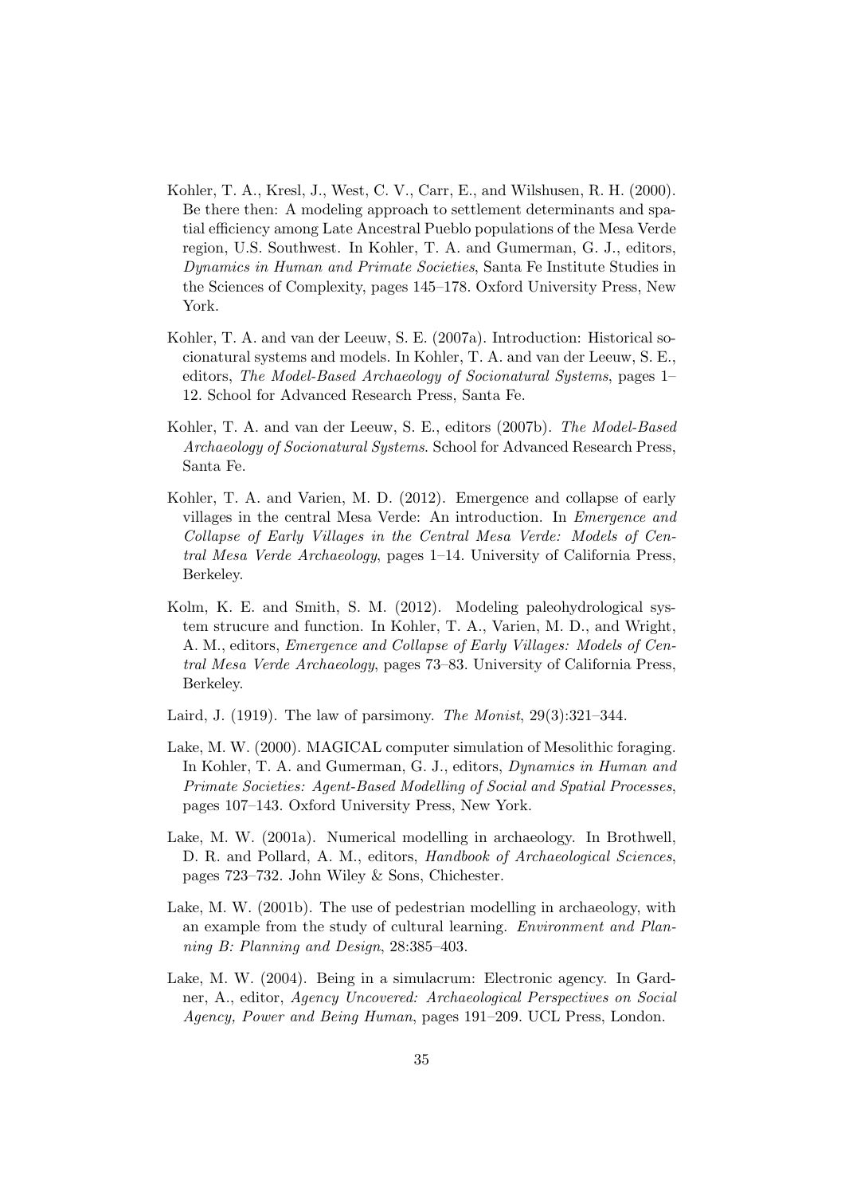Kohler, T. A., Kresl, J., West, C. V., Carr, E., and Wilshusen, R. H. (2000). Be there then: A modeling approach to settlement determinants and spatial efficiency among Late Ancestral Pueblo populations of the Mesa Verde region, U.S. Southwest. In Kohler, T. A. and Gumerman, G. J., editors, *Dynamics in Human and Primate Societies*, Santa Fe Institute Studies in the Sciences of Complexity, pages 145–178. Oxford University Press, New York.

Kohler, T. A. and van der Leeuw, S. E. (2007a). Introduction: Historical socionatural systems and models. In Kohler, T. A. and van der Leeuw, S. E., editors, *The Model-Based Archaeology of Socionatural Systems*, pages 1–12. School for Advanced Research Press, Santa Fe.

Kohler, T. A. and van der Leeuw, S. E., editors (2007b). *The Model-Based Archaeology of Socionatural Systems*. School for Advanced Research Press, Santa Fe.

Kohler, T. A. and Varien, M. D. (2012). Emergence and collapse of early villages in the central Mesa Verde: An introduction. In *Emergence and Collapse of Early Villages in the Central Mesa Verde: Models of Central Mesa Verde Archaeology*, pages 1–14. University of California Press, Berkeley.

Kolm, K. E. and Smith, S. M. (2012). Modeling paleohydrological system strucure and function. In Kohler, T. A., Varien, M. D., and Wright, A. M., editors, *Emergence and Collapse of Early Villages: Models of Central Mesa Verde Archaeology*, pages 73–83. University of California Press, Berkeley.

Laird, J. (1919). The law of parsimony. *The Monist*, 29(3):321–344.

Lake, M. W. (2000). MAGICAL computer simulation of Mesolithic foraging. In Kohler, T. A. and Gumerman, G. J., editors, *Dynamics in Human and Primate Societies: Agent-Based Modelling of Social and Spatial Processes*, pages 107–143. Oxford University Press, New York.

Lake, M. W. (2001a). Numerical modelling in archaeology. In Brothwell, D. R. and Pollard, A. M., editors, *Handbook of Archaeological Sciences*, pages 723–732. John Wiley & Sons, Chichester.

Lake, M. W. (2001b). The use of pedestrian modelling in archaeology, with an example from the study of cultural learning. *Environment and Planning B: Planning and Design*, 28:385–403.

Lake, M. W. (2004). Being in a simulacrum: Electronic agency. In Gardner, A., editor, *Agency Uncovered: Archaeological Perspectives on Social Agency, Power and Being Human*, pages 191–209. UCL Press, London.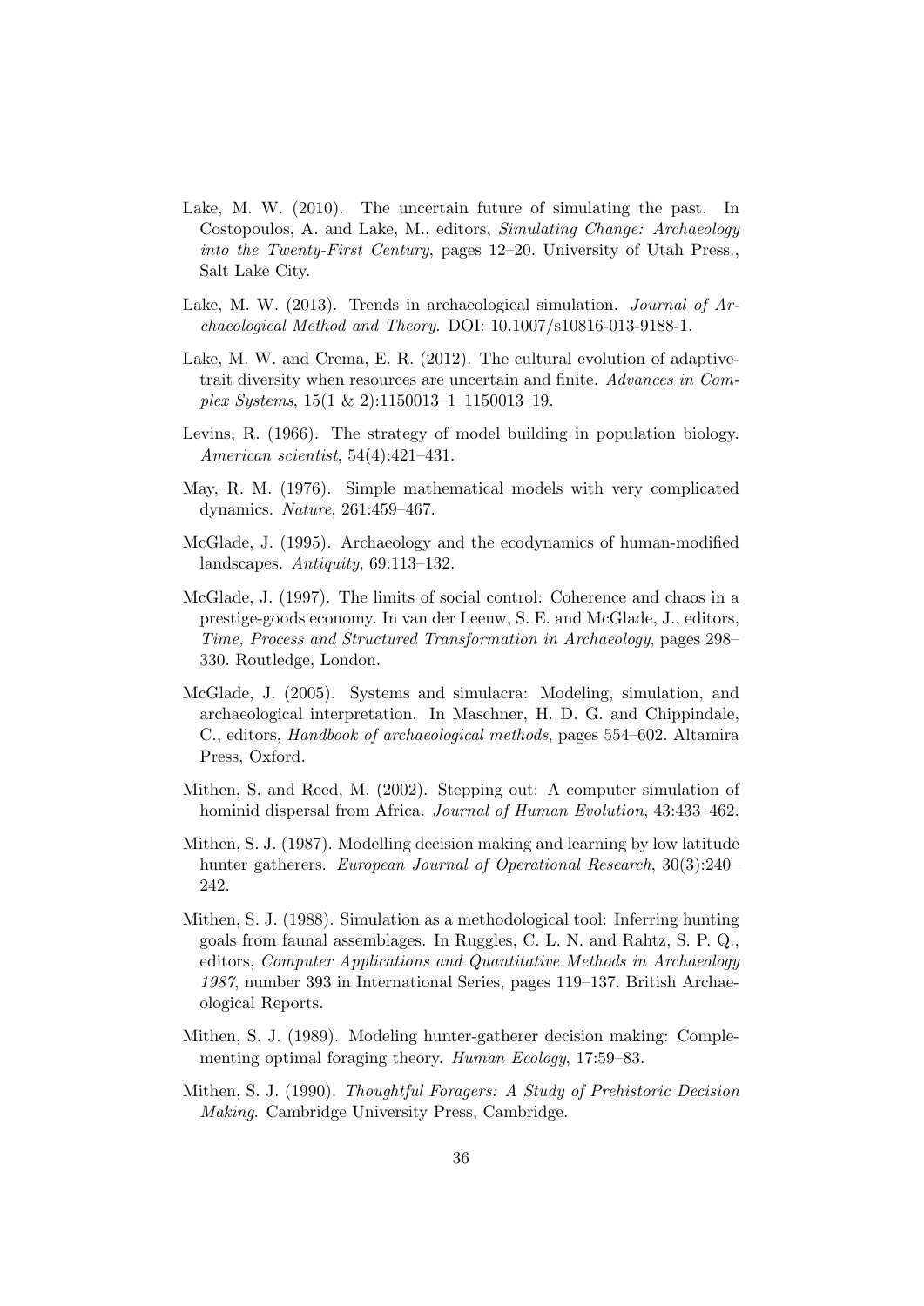Lake, M. W. (2010). The uncertain future of simulating the past. In Costopoulos, A. and Lake, M., editors, *Simulating Change: Archaeology into the Twenty-First Century*, pages 12–20. University of Utah Press., Salt Lake City.

Lake, M. W. (2013). Trends in archaeological simulation. *Journal of Archaeological Method and Theory*. DOI: 10.1007/s10816-013-9188-1.

Lake, M. W. and Crema, E. R. (2012). The cultural evolution of adaptive-trait diversity when resources are uncertain and finite. *Advances in Complex Systems*, 15(1 & 2):1150013–1–1150013–19.

Levins, R. (1966). The strategy of model building in population biology. *American scientist*, 54(4):421–431.

May, R. M. (1976). Simple mathematical models with very complicated dynamics. *Nature*, 261:459–467.

McGlade, J. (1995). Archaeology and the ecodynamics of human-modified landscapes. *Antiquity*, 69:113–132.

McGlade, J. (1997). The limits of social control: Coherence and chaos in a prestige-goods economy. In van der Leeuw, S. E. and McGlade, J., editors, *Time, Process and Structured Transformation in Archaeology*, pages 298–330. Routledge, London.

McGlade, J. (2005). Systems and simulacra: Modeling, simulation, and archaeological interpretation. In Maschner, H. D. G. and Chippindale, C., editors, *Handbook of archaeological methods*, pages 554–602. Altamira Press, Oxford.

Mithen, S. and Reed, M. (2002). Stepping out: A computer simulation of hominid dispersal from Africa. *Journal of Human Evolution*, 43:433–462.

Mithen, S. J. (1987). Modelling decision making and learning by low latitude hunter gatherers. *European Journal of Operational Research*, 30(3):240–242.

Mithen, S. J. (1988). Simulation as a methodological tool: Inferring hunting goals from faunal assemblages. In Ruggles, C. L. N. and Rahtz, S. P. Q., editors, *Computer Applications and Quantitative Methods in Archaeology 1987*, number 393 in International Series, pages 119–137. British Archaeological Reports.

Mithen, S. J. (1989). Modeling hunter-gatherer decision making: Complementing optimal foraging theory. *Human Ecology*, 17:59–83.

Mithen, S. J. (1990). *Thoughtful Foragers: A Study of Prehistoric Decision Making*. Cambridge University Press, Cambridge.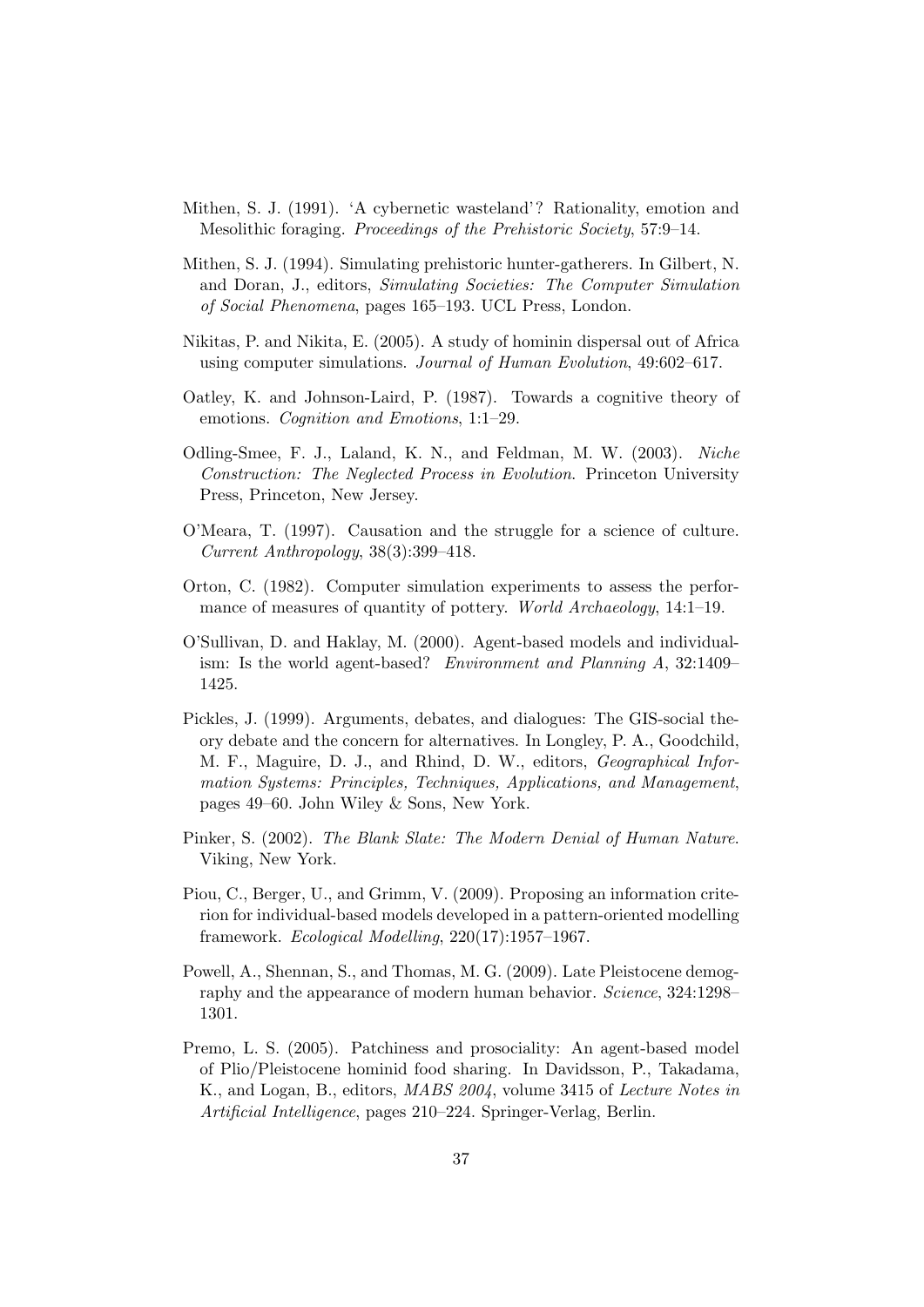Mithen, S. J. (1991). 'A cybernetic wasteland'? Rationality, emotion and Mesolithic foraging. *Proceedings of the Prehistoric Society*, 57:9–14.

Mithen, S. J. (1994). Simulating prehistoric hunter-gatherers. In Gilbert, N. and Doran, J., editors, *Simulating Societies: The Computer Simulation of Social Phenomena*, pages 165–193. UCL Press, London.

Nikitas, P. and Nikita, E. (2005). A study of hominin dispersal out of Africa using computer simulations. *Journal of Human Evolution*, 49:602–617.

Oatley, K. and Johnson-Laird, P. (1987). Towards a cognitive theory of emotions. *Cognition and Emotions*, 1:1–29.

Odling-Smee, F. J., Laland, K. N., and Feldman, M. W. (2003). *Niche Construction: The Neglected Process in Evolution*. Princeton University Press, Princeton, New Jersey.

O'Meara, T. (1997). Causation and the struggle for a science of culture. *Current Anthropology*, 38(3):399–418.

Orton, C. (1982). Computer simulation experiments to assess the performance of measures of quantity of pottery. *World Archaeology*, 14:1–19.

O'Sullivan, D. and Haklay, M. (2000). Agent-based models and individualism: Is the world agent-based? *Environment and Planning A*, 32:1409–1425.

Pickles, J. (1999). Arguments, debates, and dialogues: The GIS-social theory debate and the concern for alternatives. In Longley, P. A., Goodchild, M. F., Maguire, D. J., and Rhind, D. W., editors, *Geographical Information Systems: Principles, Techniques, Applications, and Management*, pages 49–60. John Wiley & Sons, New York.

Pinker, S. (2002). *The Blank Slate: The Modern Denial of Human Nature*. Viking, New York.

Piou, C., Berger, U., and Grimm, V. (2009). Proposing an information criterion for individual-based models developed in a pattern-oriented modelling framework. *Ecological Modelling*, 220(17):1957–1967.

Powell, A., Shennan, S., and Thomas, M. G. (2009). Late Pleistocene demography and the appearance of modern human behavior. *Science*, 324:1298–1301.

Premo, L. S. (2005). Patchiness and prosociality: An agent-based model of Plio/Pleistocene hominid food sharing. In Davidsson, P., Takadama, K., and Logan, B., editors, *MABS 2004*, volume 3415 of *Lecture Notes in Artificial Intelligence*, pages 210–224. Springer-Verlag, Berlin.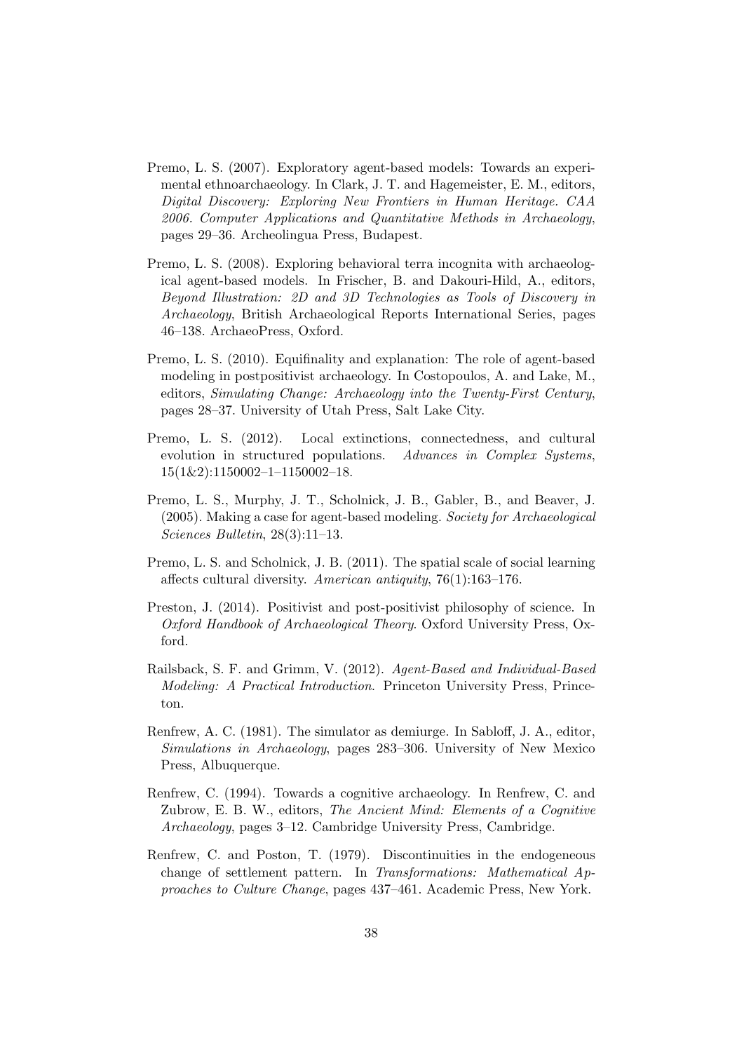Premo, L. S. (2007). Exploratory agent-based models: Towards an experimental ethnoarchaeology. In Clark, J. T. and Hagemeister, E. M., editors, *Digital Discovery: Exploring New Frontiers in Human Heritage. CAA 2006. Computer Applications and Quantitative Methods in Archaeology*, pages 29–36. Archeolingua Press, Budapest.

Premo, L. S. (2008). Exploring behavioral terra incognita with archaeological agent-based models. In Frischer, B. and Dakouri-Hild, A., editors, *Beyond Illustration: 2D and 3D Technologies as Tools of Discovery in Archaeology*, British Archaeological Reports International Series, pages 46–138. ArchaeoPress, Oxford.

Premo, L. S. (2010). Equifinality and explanation: The role of agent-based modeling in postpositivist archaeology. In Costopoulos, A. and Lake, M., editors, *Simulating Change: Archaeology into the Twenty-First Century*, pages 28–37. University of Utah Press, Salt Lake City.

Premo, L. S. (2012). Local extinctions, connectedness, and cultural evolution in structured populations. *Advances in Complex Systems*, 15(1&2):1150002–1–1150002–18.

Premo, L. S., Murphy, J. T., Scholnick, J. B., Gabler, B., and Beaver, J. (2005). Making a case for agent-based modeling. *Society for Archaeological Sciences Bulletin*, 28(3):11–13.

Premo, L. S. and Scholnick, J. B. (2011). The spatial scale of social learning affects cultural diversity. *American antiquity*, 76(1):163–176.

Preston, J. (2014). Positivist and post-positivist philosophy of science. In *Oxford Handbook of Archaeological Theory*. Oxford University Press, Oxford.

Railsback, S. F. and Grimm, V. (2012). *Agent-Based and Individual-Based Modeling: A Practical Introduction*. Princeton University Press, Princeton.

Renfrew, A. C. (1981). The simulator as demiurge. In Sabloff, J. A., editor, *Simulations in Archaeology*, pages 283–306. University of New Mexico Press, Albuquerque.

Renfrew, C. (1994). Towards a cognitive archaeology. In Renfrew, C. and Zubrow, E. B. W., editors, *The Ancient Mind: Elements of a Cognitive Archaeology*, pages 3–12. Cambridge University Press, Cambridge.

Renfrew, C. and Poston, T. (1979). Discontinuities in the endogeneous change of settlement pattern. In *Transformations: Mathematical Approaches to Culture Change*, pages 437–461. Academic Press, New York.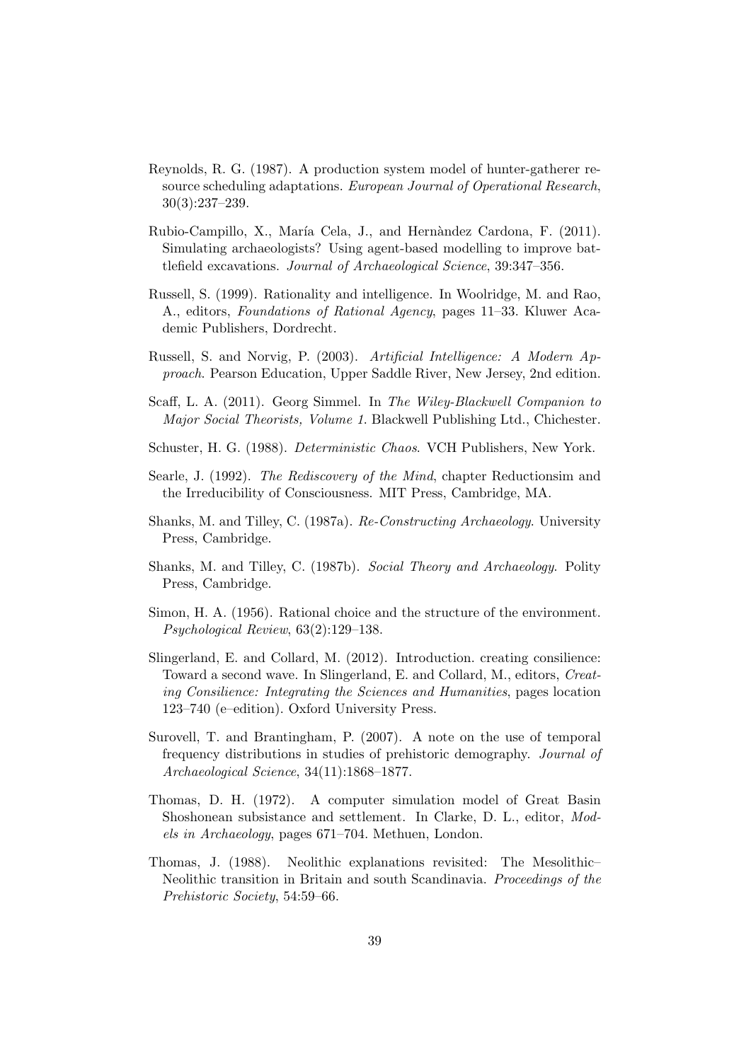Reynolds, R. G. (1987). A production system model of hunter-gatherer resource scheduling adaptations. *European Journal of Operational Research*, 30(3):237–239.

Rubio-Campillo, X., María Cela, J., and Hernàndez Cardona, F. (2011). Simulating archaeologists? Using agent-based modelling to improve battlefield excavations. *Journal of Archaeological Science*, 39:347–356.

Russell, S. (1999). Rationality and intelligence. In Woolridge, M. and Rao, A., editors, *Foundations of Rational Agency*, pages 11–33. Kluwer Academic Publishers, Dordrecht.

Russell, S. and Norvig, P. (2003). *Artificial Intelligence: A Modern Approach*. Pearson Education, Upper Saddle River, New Jersey, 2nd edition.

Scaff, L. A. (2011). Georg Simmel. In *The Wiley-Blackwell Companion to Major Social Theorists, Volume 1*. Blackwell Publishing Ltd., Chichester.

Schuster, H. G. (1988). *Deterministic Chaos*. VCH Publishers, New York.

Searle, J. (1992). *The Rediscovery of the Mind*, chapter Reductionsim and the Irreducibility of Consciousness. MIT Press, Cambridge, MA.

Shanks, M. and Tilley, C. (1987a). *Re-Constructing Archaeology*. University Press, Cambridge.

Shanks, M. and Tilley, C. (1987b). *Social Theory and Archaeology*. Polity Press, Cambridge.

Simon, H. A. (1956). Rational choice and the structure of the environment. *Psychological Review*, 63(2):129–138.

Slingerland, E. and Collard, M. (2012). Introduction. creating consilience: Toward a second wave. In Slingerland, E. and Collard, M., editors, *Creating Consilience: Integrating the Sciences and Humanities*, pages location 123–740 (e–edition). Oxford University Press.

Surovell, T. and Brantingham, P. (2007). A note on the use of temporal frequency distributions in studies of prehistoric demography. *Journal of Archaeological Science*, 34(11):1868–1877.

Thomas, D. H. (1972). A computer simulation model of Great Basin Shoshonean subsistance and settlement. In Clarke, D. L., editor, *Models in Archaeology*, pages 671–704. Methuen, London.

Thomas, J. (1988). Neolithic explanations revisited: The Mesolithic–Neolithic transition in Britain and south Scandinavia. *Proceedings of the Prehistoric Society*, 54:59–66.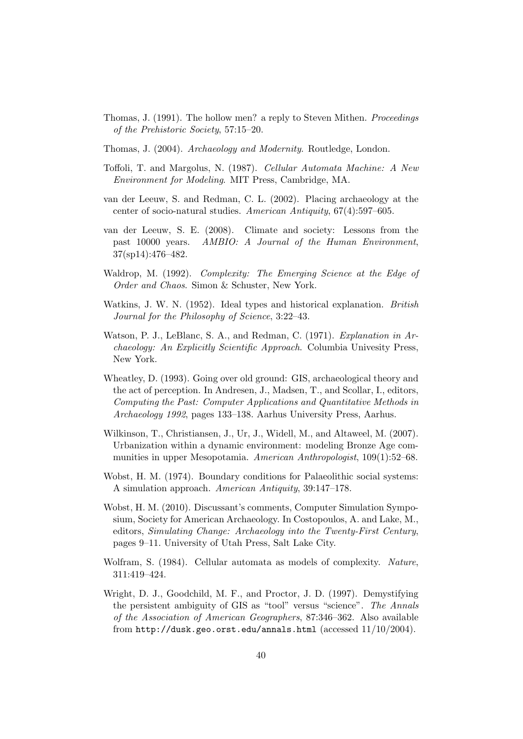Thomas, J. (1991). The hollow men? a reply to Steven Mithen. *Proceedings of the Prehistoric Society*, 57:15–20.

Thomas, J. (2004). *Archaeology and Modernity*. Routledge, London.

Toffoli, T. and Margolus, N. (1987). *Cellular Automata Machine: A New Environment for Modeling*. MIT Press, Cambridge, MA.

van der Leeuw, S. and Redman, C. L. (2002). Placing archaeology at the center of socio-natural studies. *American Antiquity*, 67(4):597–605.

van der Leeuw, S. E. (2008). Climate and society: Lessons from the past 10000 years. *AMBIO: A Journal of the Human Environment*, 37(sp14):476–482.

Waldrop, M. (1992). *Complexity: The Emerging Science at the Edge of Order and Chaos*. Simon & Schuster, New York.

Watkins, J. W. N. (1952). Ideal types and historical explanation. *British Journal for the Philosophy of Science*, 3:22–43.

Watson, P. J., LeBlanc, S. A., and Redman, C. (1971). *Explanation in Archaeology: An Explicitly Scientific Approach*. Columbia Univesity Press, New York.

Wheatley, D. (1993). Going over old ground: GIS, archaeological theory and the act of perception. In Andresen, J., Madsen, T., and Scollar, I., editors, *Computing the Past: Computer Applications and Quantitative Methods in Archaeology 1992*, pages 133–138. Aarhus University Press, Aarhus.

Wilkinson, T., Christiansen, J., Ur, J., Widell, M., and Altaweel, M. (2007). Urbanization within a dynamic environment: modeling Bronze Age communities in upper Mesopotamia. *American Anthropologist*, 109(1):52–68.

Wobst, H. M. (1974). Boundary conditions for Palaeolithic social systems: A simulation approach. *American Antiquity*, 39:147–178.

Wobst, H. M. (2010). Discussant's comments, Computer Simulation Symposium, Society for American Archaeology. In Costopoulos, A. and Lake, M., editors, *Simulating Change: Archaeology into the Twenty-First Century*, pages 9–11. University of Utah Press, Salt Lake City.

Wolfram, S. (1984). Cellular automata as models of complexity. *Nature*, 311:419–424.

Wright, D. J., Goodchild, M. F., and Proctor, J. D. (1997). Demystifying the persistent ambiguity of GIS as "tool" versus "science". *The Annals of the Association of American Geographers*, 87:346–362. Also available from `http://dusk.geo.orst.edu/annals.html` (accessed 11/10/2004).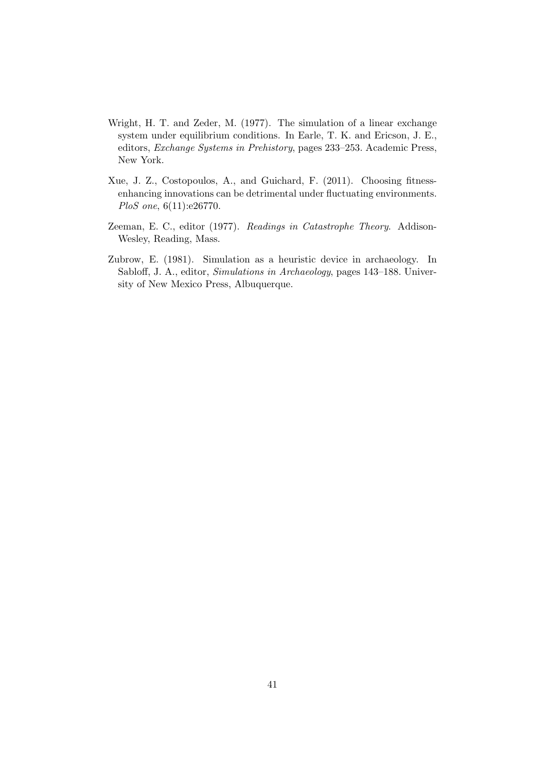Wright, H. T. and Zeder, M. (1977). The simulation of a linear exchange system under equilibrium conditions. In Earle, T. K. and Ericson, J. E., editors, *Exchange Systems in Prehistory*, pages 233–253. Academic Press, New York.

Xue, J. Z., Costopoulos, A., and Guichard, F. (2011). Choosing fitness-enhancing innovations can be detrimental under fluctuating environments. *PloS one*, 6(11):e26770.

Zeeman, E. C., editor (1977). *Readings in Catastrophe Theory*. Addison-Wesley, Reading, Mass.

Zubrow, E. (1981). Simulation as a heuristic device in archaeology. In Sabloff, J. A., editor, *Simulations in Archaeology*, pages 143–188. University of New Mexico Press, Albuquerque.